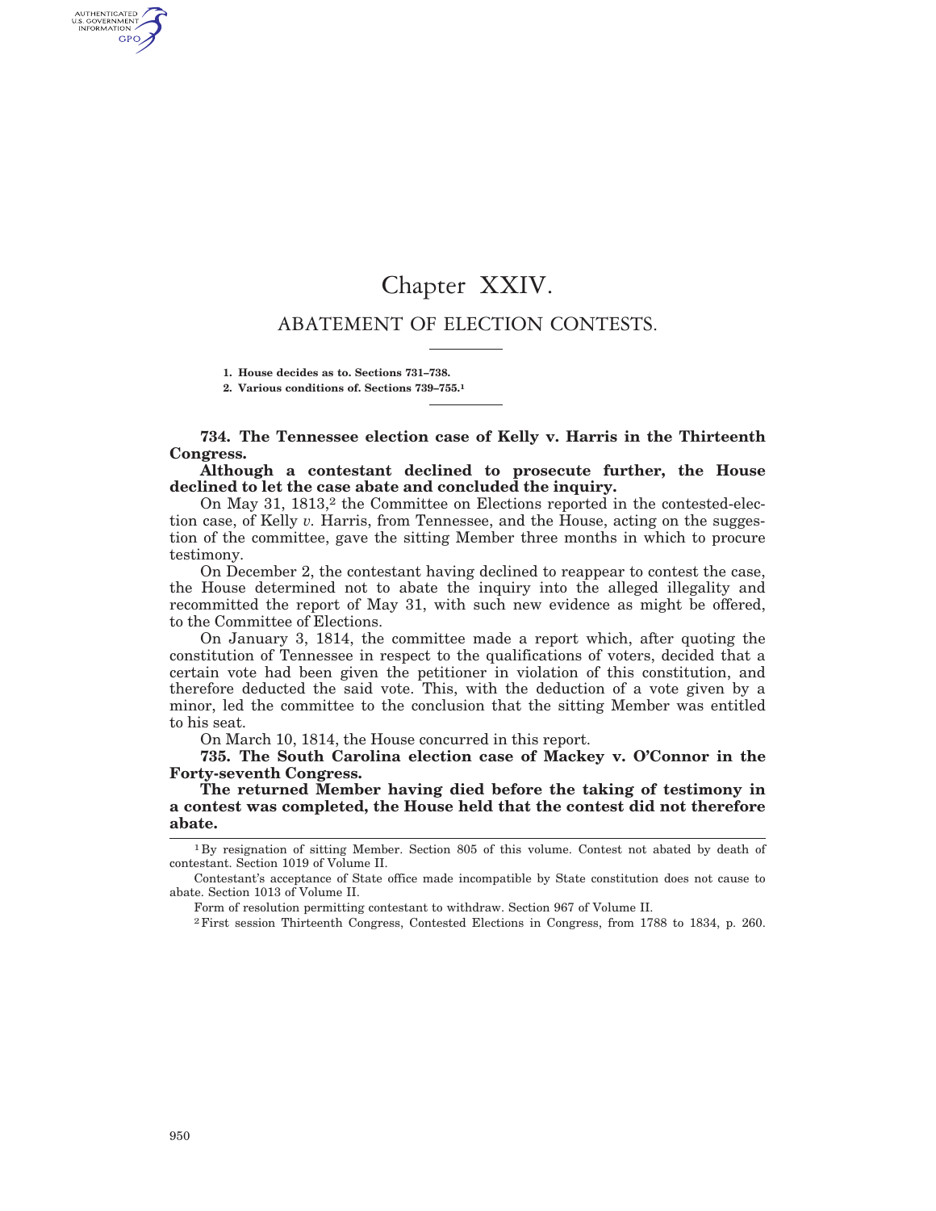# Chapter XXIV.

## ABATEMENT OF ELECTION CONTESTS.

1. House decides as to. Sections 731–738.
2. Various conditions of. Sections 739–755.[1]

**734. The Tennessee election case of Kelly v. Harris in the Thirteenth Congress.**

**Although a contestant declined to prosecute further, the House declined to let the case abate and concluded the inquiry.**

On May 31, 1813,[2] the Committee on Elections reported in the contested-election case, of Kelly *v.* Harris, from Tennessee, and the House, acting on the suggestion of the committee, gave the sitting Member three months in which to procure testimony.

On December 2, the contestant having declined to reappear to contest the case, the House determined not to abate the inquiry into the alleged illegality and recommitted the report of May 31, with such new evidence as might be offered, to the Committee of Elections.

On January 3, 1814, the committee made a report which, after quoting the constitution of Tennessee in respect to the qualifications of voters, decided that a certain vote had been given the petitioner in violation of this constitution, and therefore deducted the said vote. This, with the deduction of a vote given by a minor, led the committee to the conclusion that the sitting Member was entitled to his seat.

On March 10, 1814, the House concurred in this report.

**735. The South Carolina election case of Mackey v. O'Connor in the Forty-seventh Congress.**

**The returned Member having died before the taking of testimony in a contest was completed, the House held that the contest did not therefore abate.**

---

[1] By resignation of sitting Member. Section 805 of this volume. Contest not abated by death of contestant. Section 1019 of Volume II.

Contestant's acceptance of State office made incompatible by State constitution does not cause to abate. Section 1013 of Volume II.

Form of resolution permitting contestant to withdraw. Section 967 of Volume II.

[2] First session Thirteenth Congress, Contested Elections in Congress, from 1788 to 1834, p. 260.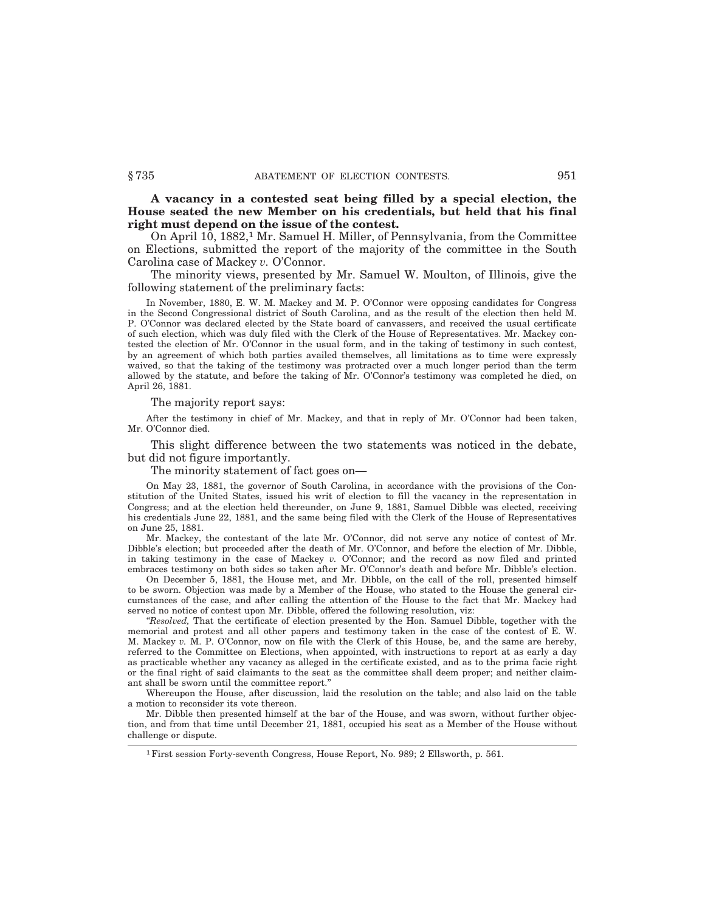**A vacancy in a contested seat being filled by a special election, the House seated the new Member on his credentials, but held that his final right must depend on the issue of the contest.**

On April 10, 1882,[1] Mr. Samuel H. Miller, of Pennsylvania, from the Committee on Elections, submitted the report of the majority of the committee in the South Carolina case of Mackey *v.* O'Connor.

The minority views, presented by Mr. Samuel W. Moulton, of Illinois, give the following statement of the preliminary facts:

> In November, 1880, E. W. M. Mackey and M. P. O'Connor were opposing candidates for Congress in the Second Congressional district of South Carolina, and as the result of the election then held M. P. O'Connor was declared elected by the State board of canvassers, and received the usual certificate of such election, which was duly filed with the Clerk of the House of Representatives. Mr. Mackey contested the election of Mr. O'Connor in the usual form, and in the taking of testimony in such contest, by an agreement of which both parties availed themselves, all limitations as to time were expressly waived, so that the taking of the testimony was protracted over a much longer period than the term allowed by the statute, and before the taking of Mr. O'Connor's testimony was completed he died, on April 26, 1881.

The majority report says:

> After the testimony in chief of Mr. Mackey, and that in reply of Mr. O'Connor had been taken, Mr. O'Connor died.

This slight difference between the two statements was noticed in the debate, but did not figure importantly.

The minority statement of fact goes on—

> On May 23, 1881, the governor of South Carolina, in accordance with the provisions of the Constitution of the United States, issued his writ of election to fill the vacancy in the representation in Congress; and at the election held thereunder, on June 9, 1881, Samuel Dibble was elected, receiving his credentials June 22, 1881, and the same being filed with the Clerk of the House of Representatives on June 25, 1881.
>
> Mr. Mackey, the contestant of the late Mr. O'Connor, did not serve any notice of contest of Mr. Dibble's election; but proceeded after the death of Mr. O'Connor, and before the election of Mr. Dibble, in taking testimony in the case of Mackey *v.* O'Connor; and the record as now filed and printed embraces testimony on both sides so taken after Mr. O'Connor's death and before Mr. Dibble's election.
>
> On December 5, 1881, the House met, and Mr. Dibble, on the call of the roll, presented himself to be sworn. Objection was made by a Member of the House, who stated to the House the general circumstances of the case, and after calling the attention of the House to the fact that Mr. Mackey had served no notice of contest upon Mr. Dibble, offered the following resolution, viz:
>
> *"Resolved,* That the certificate of election presented by the Hon. Samuel Dibble, together with the memorial and protest and all other papers and testimony taken in the case of the contest of E. W. M. Mackey *v.* M. P. O'Connor, now on file with the Clerk of this House, be, and the same are hereby, referred to the Committee on Elections, when appointed, with instructions to report at as early a day as practicable whether any vacancy as alleged in the certificate existed, and as to the prima facie right or the final right of said claimants to the seat as the committee shall deem proper; and neither claimant shall be sworn until the committee report."
>
> Whereupon the House, after discussion, laid the resolution on the table; and also laid on the table a motion to reconsider its vote thereon.
>
> Mr. Dibble then presented himself at the bar of the House, and was sworn, without further objection, and from that time until December 21, 1881, occupied his seat as a Member of the House without challenge or dispute.

---

[1] First session Forty-seventh Congress, House Report, No. 989; 2 Ellsworth, p. 561.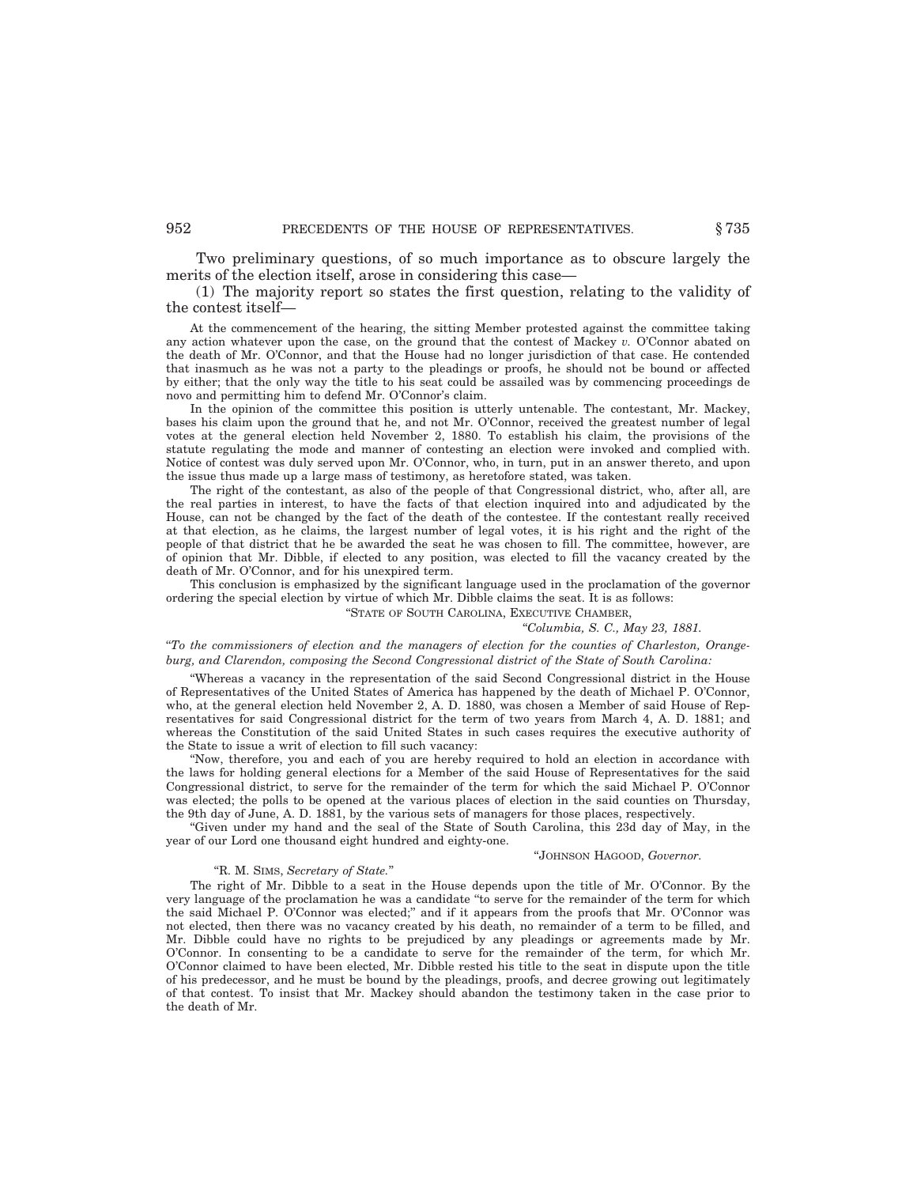Two preliminary questions, of so much importance as to obscure largely the merits of the election itself, arose in considering this case—

(1) The majority report so states the first question, relating to the validity of the contest itself—

At the commencement of the hearing, the sitting Member protested against the committee taking any action whatever upon the case, on the ground that the contest of Mackey *v.* O'Connor abated on the death of Mr. O'Connor, and that the House had no longer jurisdiction of that case. He contended that inasmuch as he was not a party to the pleadings or proofs, he should not be bound or affected by either; that the only way the title to his seat could be assailed was by commencing proceedings de novo and permitting him to defend Mr. O'Connor's claim.

In the opinion of the committee this position is utterly untenable. The contestant, Mr. Mackey, bases his claim upon the ground that he, and not Mr. O'Connor, received the greatest number of legal votes at the general election held November 2, 1880. To establish his claim, the provisions of the statute regulating the mode and manner of contesting an election were invoked and complied with. Notice of contest was duly served upon Mr. O'Connor, who, in turn, put in an answer thereto, and upon the issue thus made up a large mass of testimony, as heretofore stated, was taken.

The right of the contestant, as also of the people of that Congressional district, who, after all, are the real parties in interest, to have the facts of that election inquired into and adjudicated by the House, can not be changed by the fact of the death of the contestee. If the contestant really received at that election, as he claims, the largest number of legal votes, it is his right and the right of the people of that district that he be awarded the seat he was chosen to fill. The committee, however, are of opinion that Mr. Dibble, if elected to any position, was elected to fill the vacancy created by the death of Mr. O'Connor, and for his unexpired term.

This conclusion is emphasized by the significant language used in the proclamation of the governor ordering the special election by virtue of which Mr. Dibble claims the seat. It is as follows:

"STATE OF SOUTH CAROLINA, EXECUTIVE CHAMBER,

"*Columbia, S. C., May 23, 1881.*

"*To the commissioners of election and the managers of election for the counties of Charleston, Orangeburg, and Clarendon, composing the Second Congressional district of the State of South Carolina:*

"Whereas a vacancy in the representation of the said Second Congressional district in the House of Representatives of the United States of America has happened by the death of Michael P. O'Connor, who, at the general election held November 2, A. D. 1880, was chosen a Member of said House of Representatives for said Congressional district for the term of two years from March 4, A. D. 1881; and whereas the Constitution of the said United States in such cases requires the executive authority of the State to issue a writ of election to fill such vacancy:

"Now, therefore, you and each of you are hereby required to hold an election in accordance with the laws for holding general elections for a Member of the said House of Representatives for the said Congressional district, to serve for the remainder of the term for which the said Michael P. O'Connor was elected; the polls to be opened at the various places of election in the said counties on Thursday, the 9th day of June, A. D. 1881, by the various sets of managers for those places, respectively.

"Given under my hand and the seal of the State of South Carolina, this 23d day of May, in the year of our Lord one thousand eight hundred and eighty-one.

"JOHNSON HAGOOD, *Governor.*

"R. M. SIMS, *Secretary of State.*"

The right of Mr. Dibble to a seat in the House depends upon the title of Mr. O'Connor. By the very language of the proclamation he was a candidate "to serve for the remainder of the term for which the said Michael P. O'Connor was elected;" and if it appears from the proofs that Mr. O'Connor was not elected, then there was no vacancy created by his death, no remainder of a term to be filled, and Mr. Dibble could have no rights to be prejudiced by any pleadings or agreements made by Mr. O'Connor. In consenting to be a candidate to serve for the remainder of the term, for which Mr. O'Connor claimed to have been elected, Mr. Dibble rested his title to the seat in dispute upon the title of his predecessor, and he must be bound by the pleadings, proofs, and decree growing out legitimately of that contest. To insist that Mr. Mackey should abandon the testimony taken in the case prior to the death of Mr.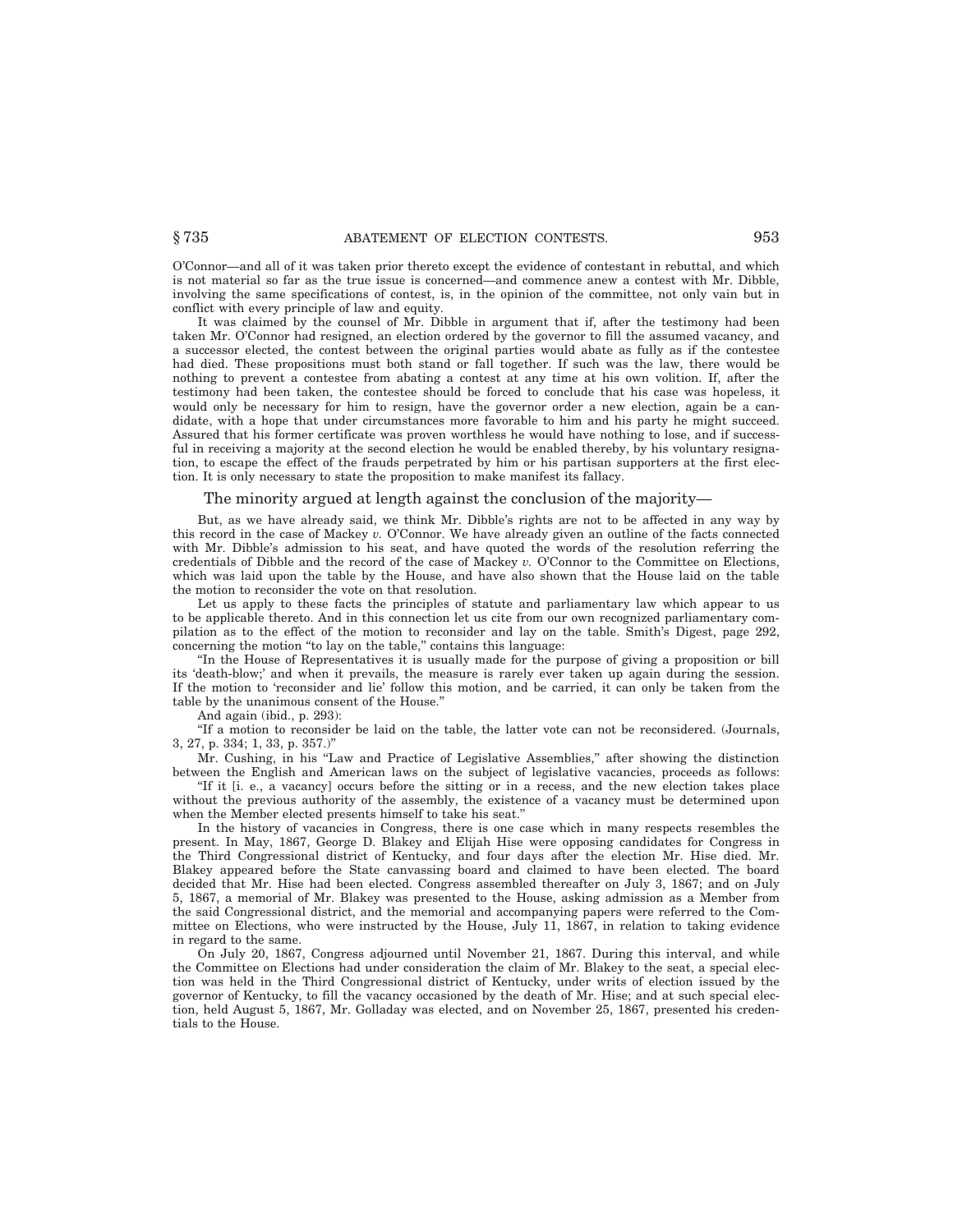O'Connor—and all of it was taken prior thereto except the evidence of contestant in rebuttal, and which is not material so far as the true issue is concerned—and commence anew a contest with Mr. Dibble, involving the same specifications of contest, is, in the opinion of the committee, not only vain but in conflict with every principle of law and equity.

It was claimed by the counsel of Mr. Dibble in argument that if, after the testimony had been taken Mr. O'Connor had resigned, an election ordered by the governor to fill the assumed vacancy, and a successor elected, the contest between the original parties would abate as fully as if the contestee had died. These propositions must both stand or fall together. If such was the law, there would be nothing to prevent a contestee from abating a contest at any time at his own volition. If, after the testimony had been taken, the contestee should be forced to conclude that his case was hopeless, it would only be necessary for him to resign, have the governor order a new election, again be a candidate, with a hope that under circumstances more favorable to him and his party he might succeed. Assured that his former certificate was proven worthless he would have nothing to lose, and if successful in receiving a majority at the second election he would be enabled thereby, by his voluntary resignation, to escape the effect of the frauds perpetrated by him or his partisan supporters at the first election. It is only necessary to state the proposition to make manifest its fallacy.

The minority argued at length against the conclusion of the majority—

But, as we have already said, we think Mr. Dibble's rights are not to be affected in any way by this record in the case of Mackey *v.* O'Connor. We have already given an outline of the facts connected with Mr. Dibble's admission to his seat, and have quoted the words of the resolution referring the credentials of Dibble and the record of the case of Mackey *v.* O'Connor to the Committee on Elections, which was laid upon the table by the House, and have also shown that the House laid on the table the motion to reconsider the vote on that resolution.

Let us apply to these facts the principles of statute and parliamentary law which appear to us to be applicable thereto. And in this connection let us cite from our own recognized parliamentary compilation as to the effect of the motion to reconsider and lay on the table. Smith's Digest, page 292, concerning the motion "to lay on the table," contains this language:

"In the House of Representatives it is usually made for the purpose of giving a proposition or bill its 'death-blow;' and when it prevails, the measure is rarely ever taken up again during the session. If the motion to 'reconsider and lie' follow this motion, and be carried, it can only be taken from the table by the unanimous consent of the House."

And again (ibid., p. 293):

"If a motion to reconsider be laid on the table, the latter vote can not be reconsidered. (Journals, 3, 27, p. 334; 1, 33, p. 357.)"

Mr. Cushing, in his "Law and Practice of Legislative Assemblies," after showing the distinction between the English and American laws on the subject of legislative vacancies, proceeds as follows:

"If it [i. e., a vacancy] occurs before the sitting or in a recess, and the new election takes place without the previous authority of the assembly, the existence of a vacancy must be determined upon when the Member elected presents himself to take his seat."

In the history of vacancies in Congress, there is one case which in many respects resembles the present. In May, 1867, George D. Blakey and Elijah Hise were opposing candidates for Congress in the Third Congressional district of Kentucky, and four days after the election Mr. Hise died. Mr. Blakey appeared before the State canvassing board and claimed to have been elected. The board decided that Mr. Hise had been elected. Congress assembled thereafter on July 3, 1867; and on July 5, 1867, a memorial of Mr. Blakey was presented to the House, asking admission as a Member from the said Congressional district, and the memorial and accompanying papers were referred to the Committee on Elections, who were instructed by the House, July 11, 1867, in relation to taking evidence in regard to the same.

On July 20, 1867, Congress adjourned until November 21, 1867. During this interval, and while the Committee on Elections had under consideration the claim of Mr. Blakey to the seat, a special election was held in the Third Congressional district of Kentucky, under writs of election issued by the governor of Kentucky, to fill the vacancy occasioned by the death of Mr. Hise; and at such special election, held August 5, 1867, Mr. Golladay was elected, and on November 25, 1867, presented his credentials to the House.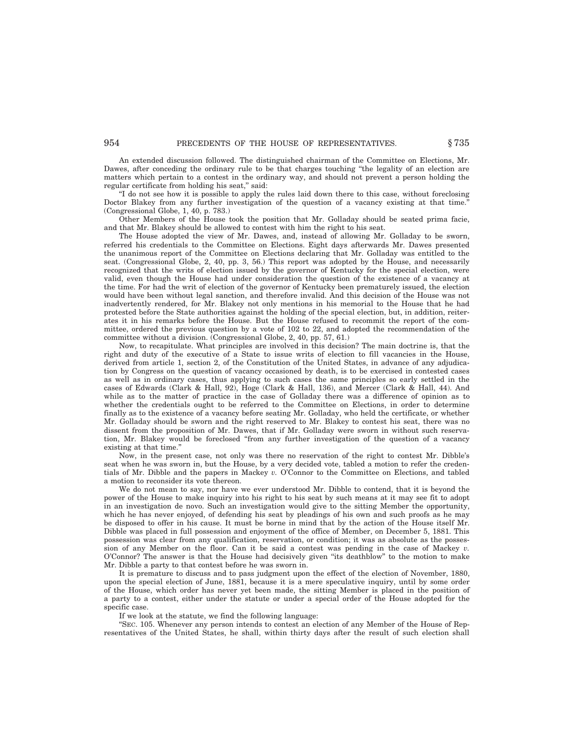An extended discussion followed. The distinguished chairman of the Committee on Elections, Mr. Dawes, after conceding the ordinary rule to be that charges touching "the legality of an election are matters which pertain to a contest in the ordinary way, and should not prevent a person holding the regular certificate from holding his seat," said:

"I do not see how it is possible to apply the rules laid down there to this case, without foreclosing Doctor Blakey from any further investigation of the question of a vacancy existing at that time." (Congressional Globe, 1, 40, p. 783.)

Other Members of the House took the position that Mr. Golladay should be seated prima facie, and that Mr. Blakey should be allowed to contest with him the right to his seat.

The House adopted the view of Mr. Dawes, and, instead of allowing Mr. Golladay to be sworn, referred his credentials to the Committee on Elections. Eight days afterwards Mr. Dawes presented the unanimous report of the Committee on Elections declaring that Mr. Golladay was entitled to the seat. (Congressional Globe, 2, 40, pp. 3, 56.) This report was adopted by the House, and necessarily recognized that the writs of election issued by the governor of Kentucky for the special election, were valid, even though the House had under consideration the question of the existence of a vacancy at the time. For had the writ of election of the governor of Kentucky been prematurely issued, the election would have been without legal sanction, and therefore invalid. And this decision of the House was not inadvertently rendered, for Mr. Blakey not only mentions in his memorial to the House that he had protested before the State authorities against the holding of the special election, but, in addition, reiterates it in his remarks before the House. But the House refused to recommit the report of the committee, ordered the previous question by a vote of 102 to 22, and adopted the recommendation of the committee without a division. (Congressional Globe, 2, 40, pp. 57, 61.)

Now, to recapitulate. What principles are involved in this decision? The main doctrine is, that the right and duty of the executive of a State to issue writs of election to fill vacancies in the House, derived from article 1, section 2, of the Constitution of the United States, in advance of any adjudication by Congress on the question of vacancy occasioned by death, is to be exercised in contested cases as well as in ordinary cases, thus applying to such cases the same principles so early settled in the cases of Edwards (Clark & Hall, 92), Hoge (Clark & Hall, 136), and Mercer (Clark & Hall, 44). And while as to the matter of practice in the case of Golladay there was a difference of opinion as to whether the credentials ought to be referred to the Committee on Elections, in order to determine finally as to the existence of a vacancy before seating Mr. Golladay, who held the certificate, or whether Mr. Golladay should be sworn and the right reserved to Mr. Blakey to contest his seat, there was no dissent from the proposition of Mr. Dawes, that if Mr. Golladay were sworn in without such reservation, Mr. Blakey would be foreclosed "from any further investigation of the question of a vacancy existing at that time."

Now, in the present case, not only was there no reservation of the right to contest Mr. Dibble's seat when he was sworn in, but the House, by a very decided vote, tabled a motion to refer the credentials of Mr. Dibble and the papers in Mackey *v.* O'Connor to the Committee on Elections, and tabled a motion to reconsider its vote thereon.

We do not mean to say, nor have we ever understood Mr. Dibble to contend, that it is beyond the power of the House to make inquiry into his right to his seat by such means at it may see fit to adopt in an investigation de novo. Such an investigation would give to the sitting Member the opportunity, which he has never enjoyed, of defending his seat by pleadings of his own and such proofs as he may be disposed to offer in his cause. It must be borne in mind that by the action of the House itself Mr. Dibble was placed in full possession and enjoyment of the office of Member, on December 5, 1881. This possession was clear from any qualification, reservation, or condition; it was as absolute as the possession of any Member on the floor. Can it be said a contest was pending in the case of Mackey *v.* O'Connor? The answer is that the House had decisively given "its deathblow" to the motion to make Mr. Dibble a party to that contest before he was sworn in.

It is premature to discuss and to pass judgment upon the effect of the election of November, 1880, upon the special election of June, 1881, because it is a mere speculative inquiry, until by some order of the House, which order has never yet been made, the sitting Member is placed in the position of a party to a contest, either under the statute or under a special order of the House adopted for the specific case.

If we look at the statute, we find the following language:

"SEC. 105. Whenever any person intends to contest an election of any Member of the House of Representatives of the United States, he shall, within thirty days after the result of such election shall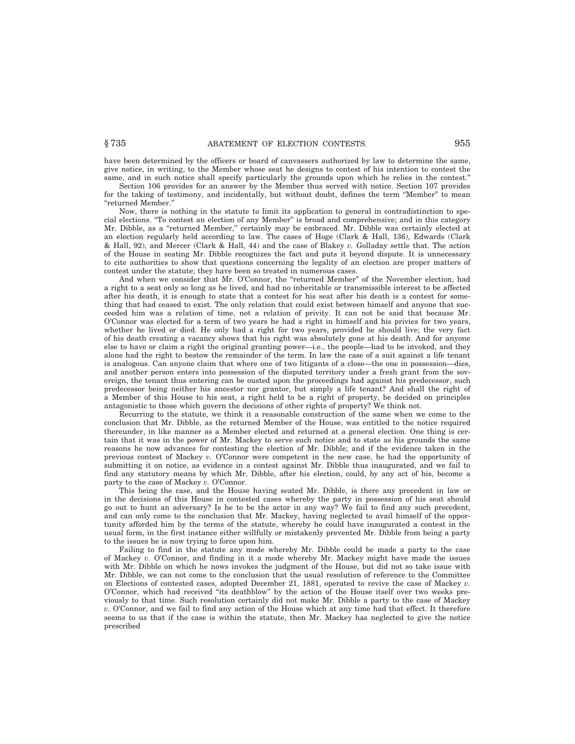have been determined by the officers or board of canvassers authorized by law to determine the same, give notice, in writing, to the Member whose seat he designs to contest of his intention to contest the same, and in such notice shall specify particularly the grounds upon which he relies in the contest."

Section 106 provides for an answer by the Member thus served with notice. Section 107 provides for the taking of testimony, and incidentally, but without doubt, defines the term "Member" to mean "returned Member."

Now, there is nothing in the statute to limit its application to general in contradistinction to special elections. "To contest an election of any Member" is broad and comprehensive; and in this category Mr. Dibble, as a "returned Member," certainly may be embraced. Mr. Dibble was certainly elected at an election regularly held according to law. The cases of Hoge (Clark & Hall, 136), Edwards (Clark & Hall, 92), and Mercer (Clark & Hall, 44) and the case of Blakey *v.* Golladay settle that. The action of the House in seating Mr. Dibble recognizes the fact and puts it beyond dispute. It is unnecessary to cite authorities to show that questions concerning the legality of an election are proper matters of contest under the statute; they have been so treated in numerous cases.

And when we consider that Mr. O'Connor, the "returned Member" of the November election, had a right to a seat only so long as he lived, and had no inheritable or transmissible interest to be affected after his death, it is enough to state that a contest for his seat after his death is a contest for something that had ceased to exist. The only relation that could exist between himself and anyone that succeeded him was a relation of time, not a relation of privity. It can not be said that because Mr. O'Connor was elected for a term of two years he had a right in himself and his privies for two years, whether he lived or died. He only had a right for two years, provided he should live; the very fact of his death creating a vacancy shows that his right was absolutely gone at his death. And for anyone else to have or claim a right the original granting power—i.e., the people—had to be invoked, and they alone had the right to bestow the remainder of the term. In law the case of a suit against a life tenant is analogous. Can anyone claim that where one of two litigants of a close—the one in possession—dies, and another person enters into possession of the disputed territory under a fresh grant from the sovereign, the tenant thus entering can be ousted upon the proceedings had against his predecessor, such predecessor being neither his ancestor nor grantor, but simply a life tenant? And shall the right of a Member of this House to his seat, a right held to be a right of property, be decided on principles antagonistic to those which govern the decisions of other rights of property? We think not.

Recurring to the statute, we think it a reasonable construction of the same when we come to the conclusion that Mr. Dibble, as the returned Member of the House, was entitled to the notice required thereunder, in like manner as a Member elected and returned at a general election. One thing is certain that it was in the power of Mr. Mackey to serve such notice and to state as his grounds the same reasons he now advances for contesting the election of Mr. Dibble; and if the evidence taken in the previous contest of Mackey *v.* O'Connor were competent in the new case, he had the opportunity of submitting it on notice, as evidence in a contest against Mr. Dibble thus inaugurated, and we fail to find any statutory means by which Mr. Dibble, after his election, could, by any act of his, become a party to the case of Mackey *v.* O'Connor.

This being the case, and the House having seated Mr. Dibble, is there any precedent in law or in the decisions of this House in contested cases whereby the party in possession of his seat should go out to hunt an adversary? Is he to be the actor in any way? We fail to find any such precedent, and can only come to the conclusion that Mr. Mackey, having neglected to avail himself of the opportunity afforded him by the terms of the statute, whereby he could have inaugurated a contest in the usual form, in the first instance either willfully or mistakenly prevented Mr. Dibble from being a party to the issues he is now trying to force upon him.

Failing to find in the statute any mode whereby Mr. Dibble could be made a party to the case of Mackey *v.* O'Connor, and finding in it a mode whereby Mr. Mackey might have made the issues with Mr. Dibble on which he nows invokes the judgment of the House, but did not so take issue with Mr. Dibble, we can not come to the conclusion that the usual resolution of reference to the Committee on Elections of contested cases, adopted December 21, 1881, operated to revive the case of Mackey *v.* O'Connor, which had received "its deathblow" by the action of the House itself over two weeks previously to that time. Such resolution certainly did not make Mr. Dibble a party to the case of Mackey *v.* O'Connor, and we fail to find any action of the House which at any time had that effect. It therefore seems to us that if the case is within the statute, then Mr. Mackey has neglected to give the notice prescribed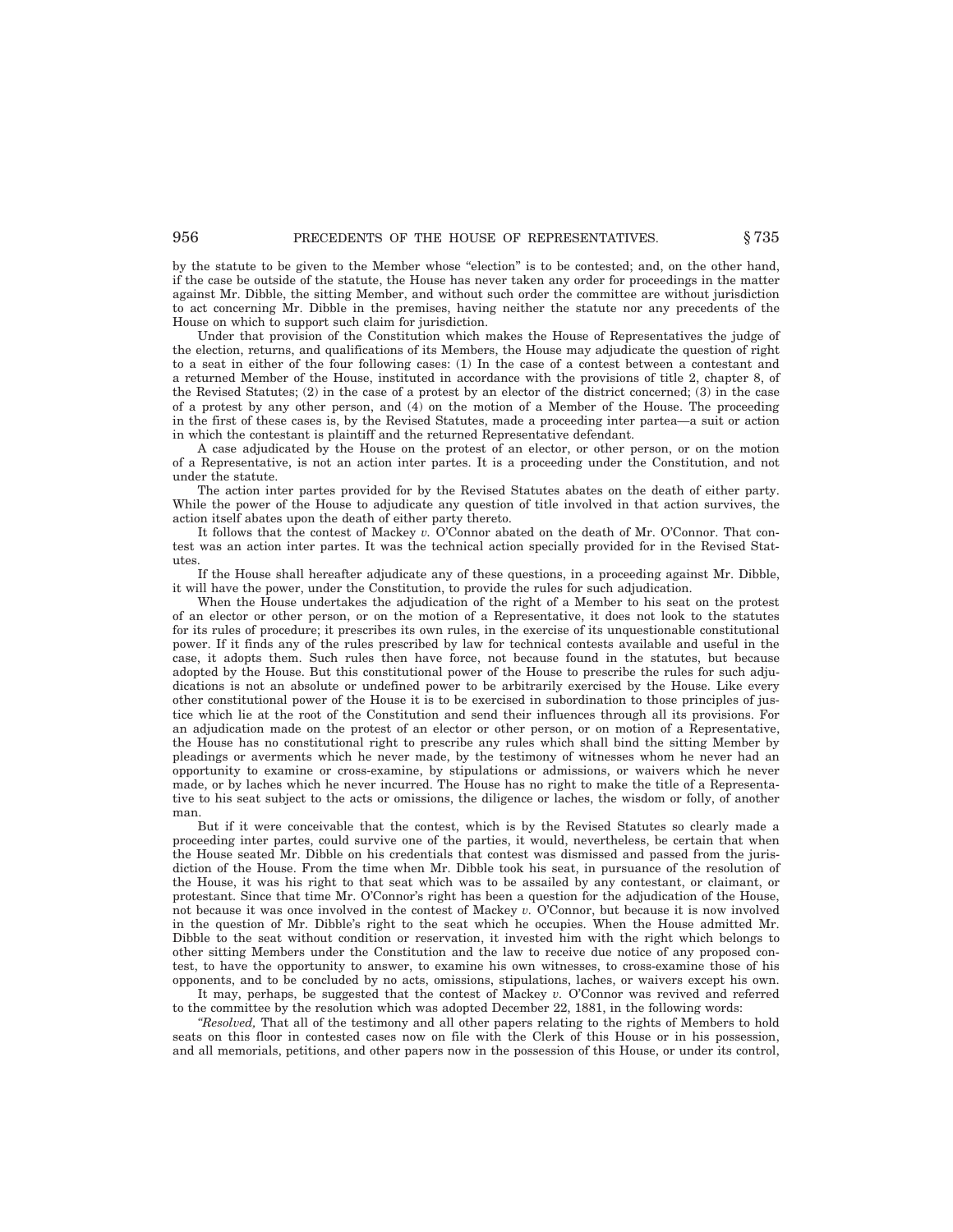by the statute to be given to the Member whose "election" is to be contested; and, on the other hand, if the case be outside of the statute, the House has never taken any order for proceedings in the matter against Mr. Dibble, the sitting Member, and without such order the committee are without jurisdiction to act concerning Mr. Dibble in the premises, having neither the statute nor any precedents of the House on which to support such claim for jurisdiction.

Under that provision of the Constitution which makes the House of Representatives the judge of the election, returns, and qualifications of its Members, the House may adjudicate the question of right to a seat in either of the four following cases: (1) In the case of a contest between a contestant and a returned Member of the House, instituted in accordance with the provisions of title 2, chapter 8, of the Revised Statutes; (2) in the case of a protest by an elector of the district concerned; (3) in the case of a protest by any other person, and (4) on the motion of a Member of the House. The proceeding in the first of these cases is, by the Revised Statutes, made a proceeding inter partea—a suit or action in which the contestant is plaintiff and the returned Representative defendant.

A case adjudicated by the House on the protest of an elector, or other person, or on the motion of a Representative, is not an action inter partes. It is a proceeding under the Constitution, and not under the statute.

The action inter partes provided for by the Revised Statutes abates on the death of either party. While the power of the House to adjudicate any question of title involved in that action survives, the action itself abates upon the death of either party thereto.

It follows that the contest of Mackey *v.* O'Connor abated on the death of Mr. O'Connor. That contest was an action inter partes. It was the technical action specially provided for in the Revised Statutes.

If the House shall hereafter adjudicate any of these questions, in a proceeding against Mr. Dibble, it will have the power, under the Constitution, to provide the rules for such adjudication.

When the House undertakes the adjudication of the right of a Member to his seat on the protest of an elector or other person, or on the motion of a Representative, it does not look to the statutes for its rules of procedure; it prescribes its own rules, in the exercise of its unquestionable constitutional power. If it finds any of the rules prescribed by law for technical contests available and useful in the case, it adopts them. Such rules then have force, not because found in the statutes, but because adopted by the House. But this constitutional power of the House to prescribe the rules for such adjudications is not an absolute or undefined power to be arbitrarily exercised by the House. Like every other constitutional power of the House it is to be exercised in subordination to those principles of justice which lie at the root of the Constitution and send their influences through all its provisions. For an adjudication made on the protest of an elector or other person, or on motion of a Representative, the House has no constitutional right to prescribe any rules which shall bind the sitting Member by pleadings or averments which he never made, by the testimony of witnesses whom he never had an opportunity to examine or cross-examine, by stipulations or admissions, or waivers which he never made, or by laches which he never incurred. The House has no right to make the title of a Representative to his seat subject to the acts or omissions, the diligence or laches, the wisdom or folly, of another man.

But if it were conceivable that the contest, which is by the Revised Statutes so clearly made a proceeding inter partes, could survive one of the parties, it would, nevertheless, be certain that when the House seated Mr. Dibble on his credentials that contest was dismissed and passed from the jurisdiction of the House. From the time when Mr. Dibble took his seat, in pursuance of the resolution of the House, it was his right to that seat which was to be assailed by any contestant, or claimant, or protestant. Since that time Mr. O'Connor's right has been a question for the adjudication of the House, not because it was once involved in the contest of Mackey *v.* O'Connor, but because it is now involved in the question of Mr. Dibble's right to the seat which he occupies. When the House admitted Mr. Dibble to the seat without condition or reservation, it invested him with the right which belongs to other sitting Members under the Constitution and the law to receive due notice of any proposed contest, to have the opportunity to answer, to examine his own witnesses, to cross-examine those of his opponents, and to be concluded by no acts, omissions, stipulations, laches, or waivers except his own.

It may, perhaps, be suggested that the contest of Mackey *v.* O'Connor was revived and referred to the committee by the resolution which was adopted December 22, 1881, in the following words:

*"Resolved,* That all of the testimony and all other papers relating to the rights of Members to hold seats on this floor in contested cases now on file with the Clerk of this House or in his possession, and all memorials, petitions, and other papers now in the possession of this House, or under its control,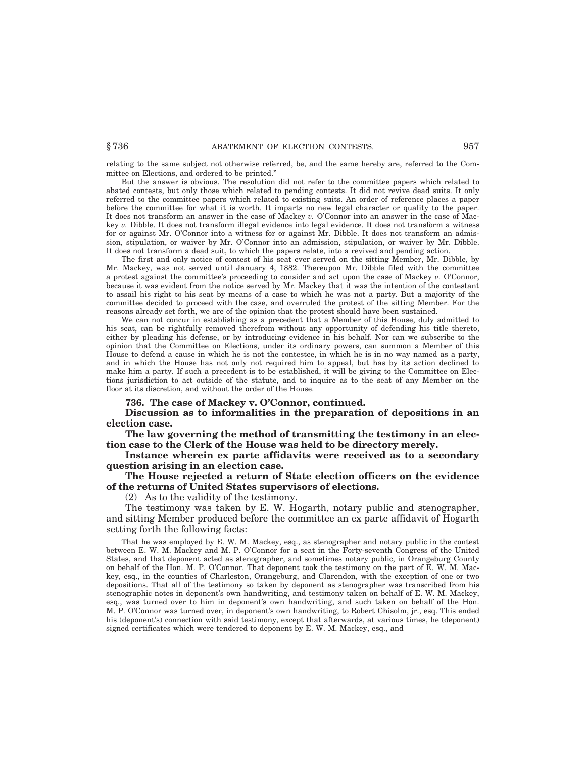relating to the same subject not otherwise referred, be, and the same hereby are, referred to the Committee on Elections, and ordered to be printed."

But the answer is obvious. The resolution did not refer to the committee papers which related to abated contests, but only those which related to pending contests. It did not revive dead suits. It only referred to the committee papers which related to existing suits. An order of reference places a paper before the committee for what it is worth. It imparts no new legal character or quality to the paper. It does not transform an answer in the case of Mackey *v.* O'Connor into an answer in the case of Mackey *v.* Dibble. It does not transform illegal evidence into legal evidence. It does not transform a witness for or against Mr. O'Connor into a witness for or against Mr. Dibble. It does not transform an admission, stipulation, or waiver by Mr. O'Connor into an admission, stipulation, or waiver by Mr. Dibble. It does not transform a dead suit, to which the papers relate, into a revived and pending action.

The first and only notice of contest of his seat ever served on the sitting Member, Mr. Dibble, by Mr. Mackey, was not served until January 4, 1882. Thereupon Mr. Dibble filed with the committee a protest against the committee's proceeding to consider and act upon the case of Mackey *v.* O'Connor, because it was evident from the notice served by Mr. Mackey that it was the intention of the contestant to assail his right to his seat by means of a case to which he was not a party. But a majority of the committee decided to proceed with the case, and overruled the protest of the sitting Member. For the reasons already set forth, we are of the opinion that the protest should have been sustained.

We can not concur in establishing as a precedent that a Member of this House, duly admitted to his seat, can be rightfully removed therefrom without any opportunity of defending his title thereto, either by pleading his defense, or by introducing evidence in his behalf. Nor can we subscribe to the opinion that the Committee on Elections, under its ordinary powers, can summon a Member of this House to defend a cause in which he is not the contestee, in which he is in no way named as a party, and in which the House has not only not required him to appeal, but has by its action declined to make him a party. If such a precedent is to be established, it will be giving to the Committee on Elections jurisdiction to act outside of the statute, and to inquire as to the seat of any Member on the floor at its discretion, and without the order of the House.

**736. The case of Mackey v. O'Connor, continued.**

**Discussion as to informalities in the preparation of depositions in an election case.**

**The law governing the method of transmitting the testimony in an election case to the Clerk of the House was held to be directory merely.**

**Instance wherein ex parte affidavits were received as to a secondary question arising in an election case.**

**The House rejected a return of State election officers on the evidence of the returns of United States supervisors of elections.**

(2) As to the validity of the testimony.

The testimony was taken by E. W. Hogarth, notary public and stenographer, and sitting Member produced before the committee an ex parte affidavit of Hogarth setting forth the following facts:

> That he was employed by E. W. M. Mackey, esq., as stenographer and notary public in the contest between E. W. M. Mackey and M. P. O'Connor for a seat in the Forty-seventh Congress of the United States, and that deponent acted as stenographer, and sometimes notary public, in Orangeburg County on behalf of the Hon. M. P. O'Connor. That deponent took the testimony on the part of E. W. M. Mackey, esq., in the counties of Charleston, Orangeburg, and Clarendon, with the exception of one or two depositions. That all of the testimony so taken by deponent as stenographer was transcribed from his stenographic notes in deponent's own handwriting, and testimony taken on behalf of E. W. M. Mackey, esq., was turned over to him in deponent's own handwriting, and such taken on behalf of the Hon. M. P. O'Connor was turned over, in deponent's own handwriting, to Robert Chisolm, jr., esq. This ended his (deponent's) connection with said testimony, except that afterwards, at various times, he (deponent) signed certificates which were tendered to deponent by E. W. M. Mackey, esq., and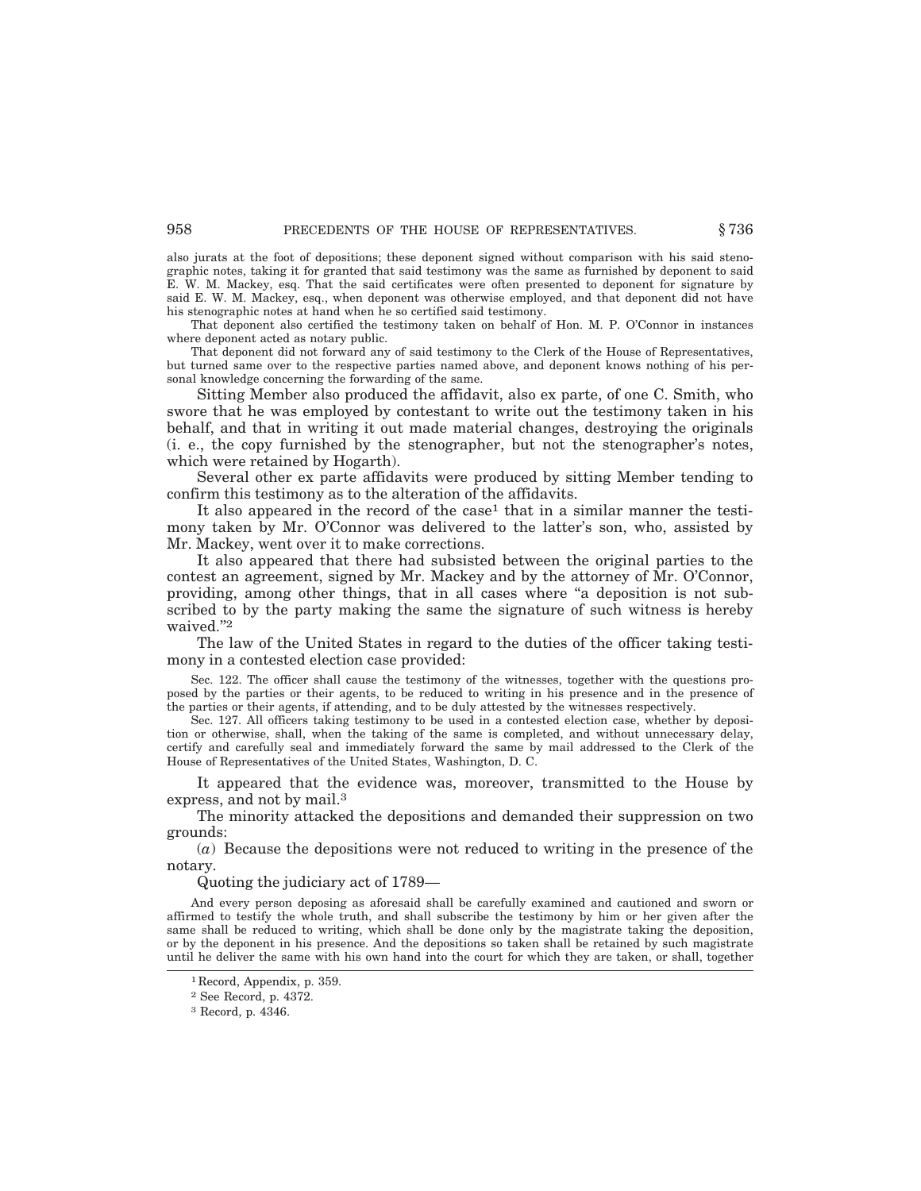also jurats at the foot of depositions; these deponent signed without comparison with his said stenographic notes, taking it for granted that said testimony was the same as furnished by deponent to said E. W. M. Mackey, esq. That the said certificates were often presented to deponent for signature by said E. W. M. Mackey, esq., when deponent was otherwise employed, and that deponent did not have his stenographic notes at hand when he so certified said testimony.

That deponent also certified the testimony taken on behalf of Hon. M. P. O'Connor in instances where deponent acted as notary public.

That deponent did not forward any of said testimony to the Clerk of the House of Representatives, but turned same over to the respective parties named above, and deponent knows nothing of his personal knowledge concerning the forwarding of the same.

Sitting Member also produced the affidavit, also ex parte, of one C. Smith, who swore that he was employed by contestant to write out the testimony taken in his behalf, and that in writing it out made material changes, destroying the originals (i. e., the copy furnished by the stenographer, but not the stenographer's notes, which were retained by Hogarth).

Several other ex parte affidavits were produced by sitting Member tending to confirm this testimony as to the alteration of the affidavits.

It also appeared in the record of the case[1] that in a similar manner the testimony taken by Mr. O'Connor was delivered to the latter's son, who, assisted by Mr. Mackey, went over it to make corrections.

It also appeared that there had subsisted between the original parties to the contest an agreement, signed by Mr. Mackey and by the attorney of Mr. O'Connor, providing, among other things, that in all cases where "a deposition is not subscribed to by the party making the same the signature of such witness is hereby waived."[2]

The law of the United States in regard to the duties of the officer taking testimony in a contested election case provided:

> Sec. 122. The officer shall cause the testimony of the witnesses, together with the questions proposed by the parties or their agents, to be reduced to writing in his presence and in the presence of the parties or their agents, if attending, and to be duly attested by the witnesses respectively.
>
> Sec. 127. All officers taking testimony to be used in a contested election case, whether by deposition or otherwise, shall, when the taking of the same is completed, and without unnecessary delay, certify and carefully seal and immediately forward the same by mail addressed to the Clerk of the House of Representatives of the United States, Washington, D. C.

It appeared that the evidence was, moreover, transmitted to the House by express, and not by mail.[3]

The minority attacked the depositions and demanded their suppression on two grounds:

(*a*) Because the depositions were not reduced to writing in the presence of the notary.

Quoting the judiciary act of 1789—

> And every person deposing as aforesaid shall be carefully examined and cautioned and sworn or affirmed to testify the whole truth, and shall subscribe the testimony by him or her given after the same shall be reduced to writing, which shall be done only by the magistrate taking the deposition, or by the deponent in his presence. And the depositions so taken shall be retained by such magistrate until he deliver the same with his own hand into the court for which they are taken, or shall, together

---

[1] Record, Appendix, p. 359.

[2] See Record, p. 4372.

[3] Record, p. 4346.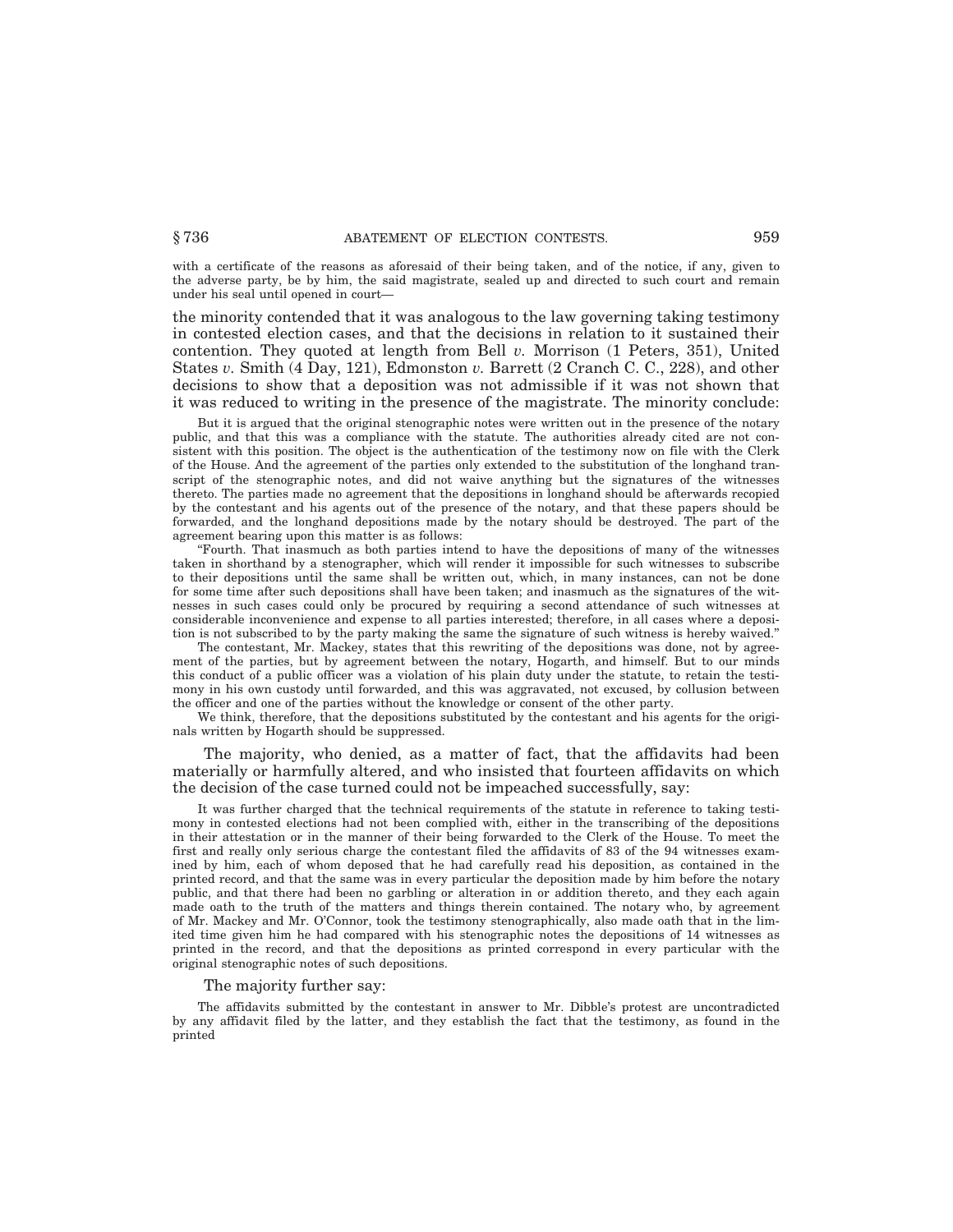with a certificate of the reasons as aforesaid of their being taken, and of the notice, if any, given to the adverse party, be by him, the said magistrate, sealed up and directed to such court and remain under his seal until opened in court—

the minority contended that it was analogous to the law governing taking testimony in contested election cases, and that the decisions in relation to it sustained their contention. They quoted at length from Bell *v.* Morrison (1 Peters, 351), United States *v.* Smith (4 Day, 121), Edmonston *v.* Barrett (2 Cranch C. C., 228), and other decisions to show that a deposition was not admissible if it was not shown that it was reduced to writing in the presence of the magistrate. The minority conclude:

But it is argued that the original stenographic notes were written out in the presence of the notary public, and that this was a compliance with the statute. The authorities already cited are not consistent with this position. The object is the authentication of the testimony now on file with the Clerk of the House. And the agreement of the parties only extended to the substitution of the longhand transcript of the stenographic notes, and did not waive anything but the signatures of the witnesses thereto. The parties made no agreement that the depositions in longhand should be afterwards recopied by the contestant and his agents out of the presence of the notary, and that these papers should be forwarded, and the longhand depositions made by the notary should be destroyed. The part of the agreement bearing upon this matter is as follows:

"Fourth. That inasmuch as both parties intend to have the depositions of many of the witnesses taken in shorthand by a stenographer, which will render it impossible for such witnesses to subscribe to their depositions until the same shall be written out, which, in many instances, can not be done for some time after such depositions shall have been taken; and inasmuch as the signatures of the witnesses in such cases could only be procured by requiring a second attendance of such witnesses at considerable inconvenience and expense to all parties interested; therefore, in all cases where a deposition is not subscribed to by the party making the same the signature of such witness is hereby waived."

The contestant, Mr. Mackey, states that this rewriting of the depositions was done, not by agreement of the parties, but by agreement between the notary, Hogarth, and himself. But to our minds this conduct of a public officer was a violation of his plain duty under the statute, to retain the testimony in his own custody until forwarded, and this was aggravated, not excused, by collusion between the officer and one of the parties without the knowledge or consent of the other party.

We think, therefore, that the depositions substituted by the contestant and his agents for the originals written by Hogarth should be suppressed.

The majority, who denied, as a matter of fact, that the affidavits had been materially or harmfully altered, and who insisted that fourteen affidavits on which the decision of the case turned could not be impeached successfully, say:

It was further charged that the technical requirements of the statute in reference to taking testimony in contested elections had not been complied with, either in the transcribing of the depositions in their attestation or in the manner of their being forwarded to the Clerk of the House. To meet the first and really only serious charge the contestant filed the affidavits of 83 of the 94 witnesses examined by him, each of whom deposed that he had carefully read his deposition, as contained in the printed record, and that the same was in every particular the deposition made by him before the notary public, and that there had been no garbling or alteration in or addition thereto, and they each again made oath to the truth of the matters and things therein contained. The notary who, by agreement of Mr. Mackey and Mr. O'Connor, took the testimony stenographically, also made oath that in the limited time given him he had compared with his stenographic notes the depositions of 14 witnesses as printed in the record, and that the depositions as printed correspond in every particular with the original stenographic notes of such depositions.

The majority further say:

The affidavits submitted by the contestant in answer to Mr. Dibble's protest are uncontradicted by any affidavit filed by the latter, and they establish the fact that the testimony, as found in the printed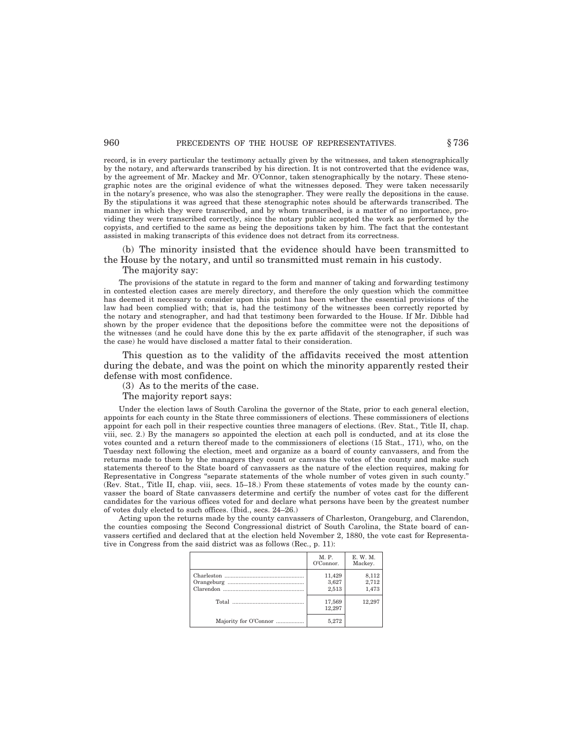record, is in every particular the testimony actually given by the witnesses, and taken stenographically by the notary, and afterwards transcribed by his direction. It is not controverted that the evidence was, by the agreement of Mr. Mackey and Mr. O'Connor, taken stenographically by the notary. These stenographic notes are the original evidence of what the witnesses deposed. They were taken necessarily in the notary's presence, who was also the stenographer. They were really the depositions in the cause. By the stipulations it was agreed that these stenographic notes should be afterwards transcribed. The manner in which they were transcribed, and by whom transcribed, is a matter of no importance, providing they were transcribed correctly, since the notary public accepted the work as performed by the copyists, and certified to the same as being the depositions taken by him. The fact that the contestant assisted in making transcripts of this evidence does not detract from its correctness.

(b) The minority insisted that the evidence should have been transmitted to the House by the notary, and until so transmitted must remain in his custody.

The majority say:

The provisions of the statute in regard to the form and manner of taking and forwarding testimony in contested election cases are merely directory, and therefore the only question which the committee has deemed it necessary to consider upon this point has been whether the essential provisions of the law had been complied with; that is, had the testimony of the witnesses been correctly reported by the notary and stenographer, and had that testimony been forwarded to the House. If Mr. Dibble had shown by the proper evidence that the depositions before the committee were not the depositions of the witnesses (and he could have done this by the ex parte affidavit of the stenographer, if such was the case) he would have disclosed a matter fatal to their consideration.

This question as to the validity of the affidavits received the most attention during the debate, and was the point on which the minority apparently rested their defense with most confidence.

(3) As to the merits of the case.

The majority report says:

Under the election laws of South Carolina the governor of the State, prior to each general election, appoints for each county in the State three commissioners of elections. These commissioners of elections appoint for each poll in their respective counties three managers of elections. (Rev. Stat., Title II, chap. viii, sec. 2.) By the managers so appointed the election at each poll is conducted, and at its close the votes counted and a return thereof made to the commissioners of elections (15 Stat., 171), who, on the Tuesday next following the election, meet and organize as a board of county canvassers, and from the returns made to them by the managers they count or canvass the votes of the county and make such statements thereof to the State board of canvassers as the nature of the election requires, making for Representative in Congress "separate statements of the whole number of votes given in such county." (Rev. Stat., Title II, chap. viii, secs. 15–18.) From these statements of votes made by the county canvasser the board of State canvassers determine and certify the number of votes cast for the different candidates for the various offices voted for and declare what persons have been by the greatest number of votes duly elected to such offices. (Ibid., secs. 24–26.)

Acting upon the returns made by the county canvassers of Charleston, Orangeburg, and Clarendon, the counties composing the Second Congressional district of South Carolina, the State board of canvassers certified and declared that at the election held November 2, 1880, the vote cast for Representative in Congress from the said district was as follows (Rec., p. 11):

| | M. P. O'Connor. | E. W. M. Mackey. |
|---|---|---|
| Charleston | 11,429 | 8,112 |
| Orangeburg | 3,627 | 2,712 |
| Clarendon | 2,513 | 1,473 |
| Total | 17,569<br>12,297 | 12,297 |
| Majority for O'Connor | 5,272 | |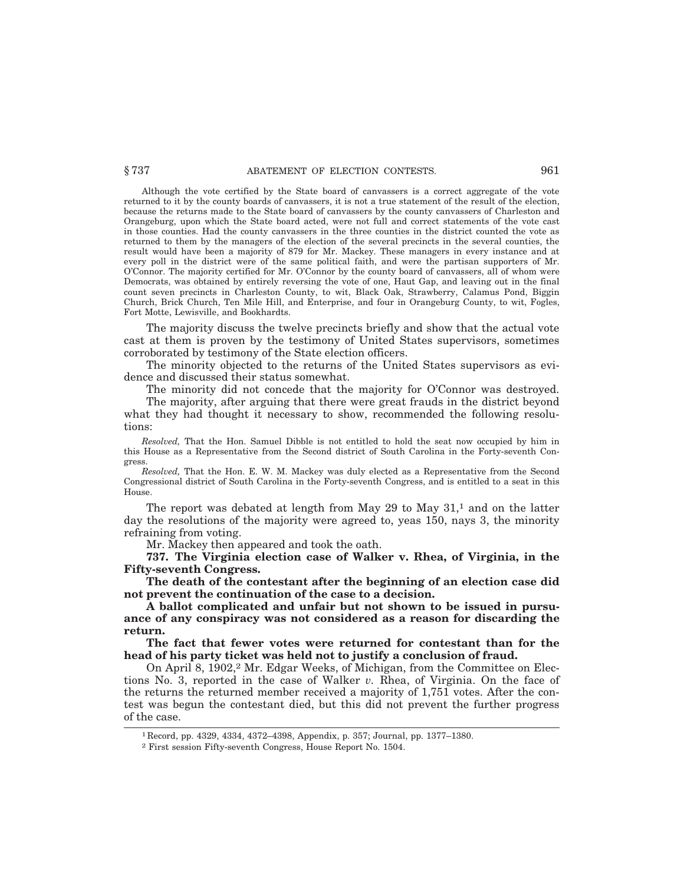Although the vote certified by the State board of canvassers is a correct aggregate of the vote returned to it by the county boards of canvassers, it is not a true statement of the result of the election, because the returns made to the State board of canvassers by the county canvassers of Charleston and Orangeburg, upon which the State board acted, were not full and correct statements of the vote cast in those counties. Had the county canvassers in the three counties in the district counted the vote as returned to them by the managers of the election of the several precincts in the several counties, the result would have been a majority of 879 for Mr. Mackey. These managers in every instance and at every poll in the district were of the same political faith, and were the partisan supporters of Mr. O'Connor. The majority certified for Mr. O'Connor by the county board of canvassers, all of whom were Democrats, was obtained by entirely reversing the vote of one, Haut Gap, and leaving out in the final count seven precincts in Charleston County, to wit, Black Oak, Strawberry, Calamus Pond, Biggin Church, Brick Church, Ten Mile Hill, and Enterprise, and four in Orangeburg County, to wit, Fogles, Fort Motte, Lewisville, and Bookhardts.

The majority discuss the twelve precincts briefly and show that the actual vote cast at them is proven by the testimony of United States supervisors, sometimes corroborated by testimony of the State election officers.

The minority objected to the returns of the United States supervisors as evidence and discussed their status somewhat.

The minority did not concede that the majority for O'Connor was destroyed.

The majority, after arguing that there were great frauds in the district beyond what they had thought it necessary to show, recommended the following resolutions:

*Resolved,* That the Hon. Samuel Dibble is not entitled to hold the seat now occupied by him in this House as a Representative from the Second district of South Carolina in the Forty-seventh Congress.

*Resolved,* That the Hon. E. W. M. Mackey was duly elected as a Representative from the Second Congressional district of South Carolina in the Forty-seventh Congress, and is entitled to a seat in this House.

The report was debated at length from May 29 to May 31,[1] and on the latter day the resolutions of the majority were agreed to, yeas 150, nays 3, the minority refraining from voting.

Mr. Mackey then appeared and took the oath.

**737. The Virginia election case of Walker v. Rhea, of Virginia, in the Fifty-seventh Congress.**

**The death of the contestant after the beginning of an election case did not prevent the continuation of the case to a decision.**

**A ballot complicated and unfair but not shown to be issued in pursuance of any conspiracy was not considered as a reason for discarding the return.**

**The fact that fewer votes were returned for contestant than for the head of his party ticket was held not to justify a conclusion of fraud.**

On April 8, 1902,[2] Mr. Edgar Weeks, of Michigan, from the Committee on Elections No. 3, reported in the case of Walker *v.* Rhea, of Virginia. On the face of the returns the returned member received a majority of 1,751 votes. After the contest was begun the contestant died, but this did not prevent the further progress of the case.

---

[1] Record, pp. 4329, 4334, 4372–4398, Appendix, p. 357; Journal, pp. 1377–1380.

[2] First session Fifty-seventh Congress, House Report No. 1504.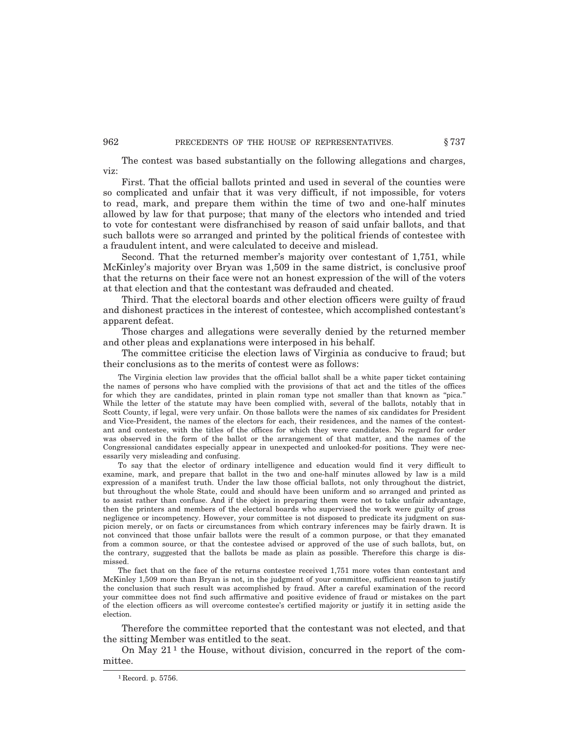The contest was based substantially on the following allegations and charges, viz:

First. That the official ballots printed and used in several of the counties were so complicated and unfair that it was very difficult, if not impossible, for voters to read, mark, and prepare them within the time of two and one-half minutes allowed by law for that purpose; that many of the electors who intended and tried to vote for contestant were disfranchised by reason of said unfair ballots, and that such ballots were so arranged and printed by the political friends of contestee with a fraudulent intent, and were calculated to deceive and mislead.

Second. That the returned member's majority over contestant of 1,751, while McKinley's majority over Bryan was 1,509 in the same district, is conclusive proof that the returns on their face were not an honest expression of the will of the voters at that election and that the contestant was defrauded and cheated.

Third. That the electoral boards and other election officers were guilty of fraud and dishonest practices in the interest of contestee, which accomplished contestant's apparent defeat.

Those charges and allegations were severally denied by the returned member and other pleas and explanations were interposed in his behalf.

The committee criticise the election laws of Virginia as conducive to fraud; but their conclusions as to the merits of contest were as follows:

> The Virginia election law provides that the official ballot shall be a white paper ticket containing the names of persons who have complied with the provisions of that act and the titles of the offices for which they are candidates, printed in plain roman type not smaller than that known as "pica." While the letter of the statute may have been complied with, several of the ballots, notably that in Scott County, if legal, were very unfair. On those ballots were the names of six candidates for President and Vice-President, the names of the electors for each, their residences, and the names of the contestant and contestee, with the titles of the offices for which they were candidates. No regard for order was observed in the form of the ballot or the arrangement of that matter, and the names of the Congressional candidates especially appear in unexpected and unlooked-for positions. They were necessarily very misleading and confusing.
>
> To say that the elector of ordinary intelligence and education would find it very difficult to examine, mark, and prepare that ballot in the two and one-half minutes allowed by law is a mild expression of a manifest truth. Under the law those official ballots, not only throughout the district, but throughout the whole State, could and should have been uniform and so arranged and printed as to assist rather than confuse. And if the object in preparing them were not to take unfair advantage, then the printers and members of the electoral boards who supervised the work were guilty of gross negligence or incompetency. However, your committee is not disposed to predicate its judgment on suspicion merely, or on facts or circumstances from which contrary inferences may be fairly drawn. It is not convinced that those unfair ballots were the result of a common purpose, or that they emanated from a common source, or that the contestee advised or approved of the use of such ballots, but, on the contrary, suggested that the ballots be made as plain as possible. Therefore this charge is dismissed.
>
> The fact that on the face of the returns contestee received 1,751 more votes than contestant and McKinley 1,509 more than Bryan is not, in the judgment of your committee, sufficient reason to justify the conclusion that such result was accomplished by fraud. After a careful examination of the record your committee does not find such affirmative and positive evidence of fraud or mistakes on the part of the election officers as will overcome contestee's certified majority or justify it in setting aside the election.

Therefore the committee reported that the contestant was not elected, and that the sitting Member was entitled to the seat.

On May 21[1] the House, without division, concurred in the report of the committee.

---

[1] Record. p. 5756.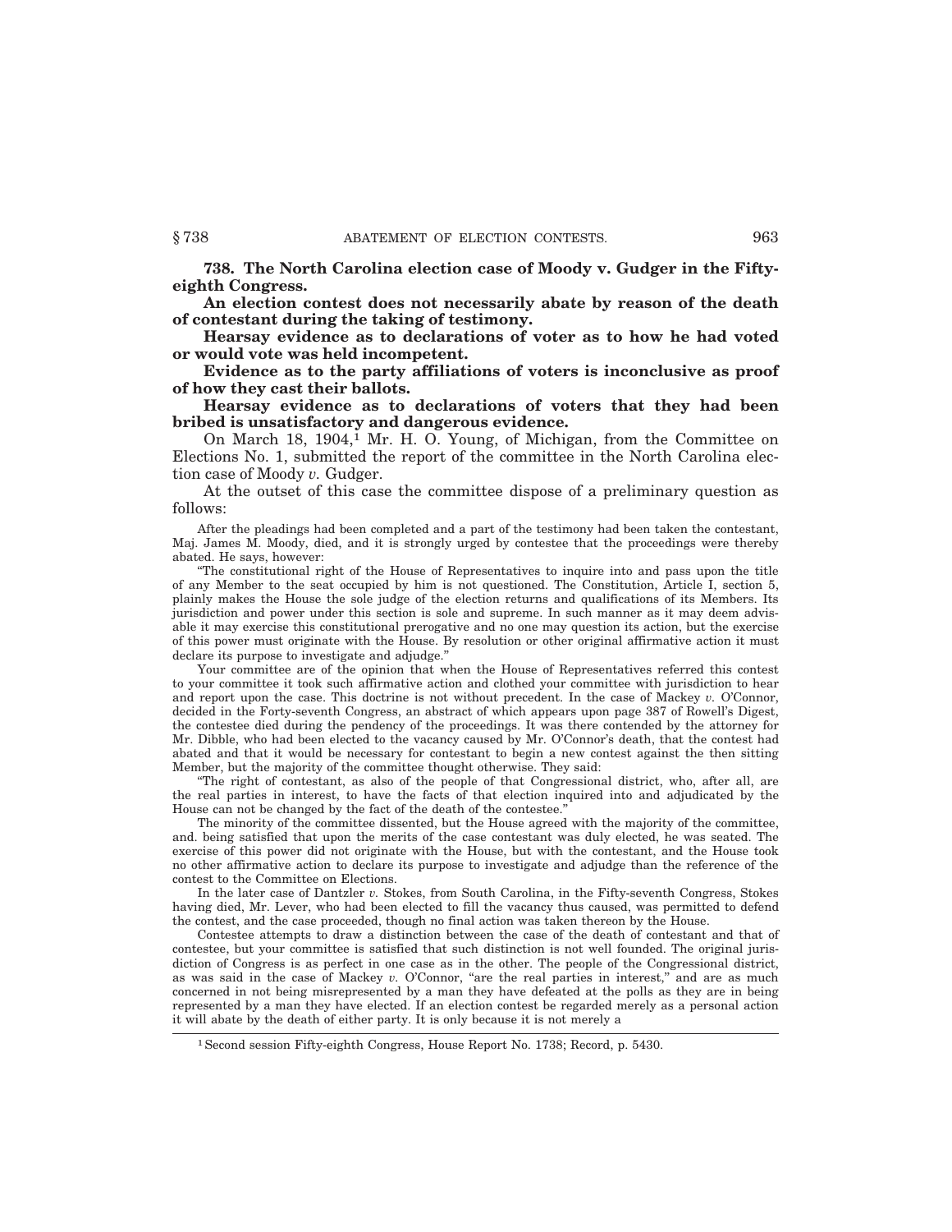**738. The North Carolina election case of Moody v. Gudger in the Fifty-eighth Congress.**

**An election contest does not necessarily abate by reason of the death of contestant during the taking of testimony.**

**Hearsay evidence as to declarations of voter as to how he had voted or would vote was held incompetent.**

**Evidence as to the party affiliations of voters is inconclusive as proof of how they cast their ballots.**

**Hearsay evidence as to declarations of voters that they had been bribed is unsatisfactory and dangerous evidence.**

On March 18, 1904,[1] Mr. H. O. Young, of Michigan, from the Committee on Elections No. 1, submitted the report of the committee in the North Carolina election case of Moody *v.* Gudger.

At the outset of this case the committee dispose of a preliminary question as follows:

After the pleadings had been completed and a part of the testimony had been taken the contestant, Maj. James M. Moody, died, and it is strongly urged by contestee that the proceedings were thereby abated. He says, however:

"The constitutional right of the House of Representatives to inquire into and pass upon the title of any Member to the seat occupied by him is not questioned. The Constitution, Article I, section 5, plainly makes the House the sole judge of the election returns and qualifications of its Members. Its jurisdiction and power under this section is sole and supreme. In such manner as it may deem advisable it may exercise this constitutional prerogative and no one may question its action, but the exercise of this power must originate with the House. By resolution or other original affirmative action it must declare its purpose to investigate and adjudge."

Your committee are of the opinion that when the House of Representatives referred this contest to your committee it took such affirmative action and clothed your committee with jurisdiction to hear and report upon the case. This doctrine is not without precedent. In the case of Mackey *v.* O'Connor, decided in the Forty-seventh Congress, an abstract of which appears upon page 387 of Rowell's Digest, the contestee died during the pendency of the proceedings. It was there contended by the attorney for Mr. Dibble, who had been elected to the vacancy caused by Mr. O'Connor's death, that the contest had abated and that it would be necessary for contestant to begin a new contest against the then sitting Member, but the majority of the committee thought otherwise. They said:

"The right of contestant, as also of the people of that Congressional district, who, after all, are the real parties in interest, to have the facts of that election inquired into and adjudicated by the House can not be changed by the fact of the death of the contestee."

The minority of the committee dissented, but the House agreed with the majority of the committee, and. being satisfied that upon the merits of the case contestant was duly elected, he was seated. The exercise of this power did not originate with the House, but with the contestant, and the House took no other affirmative action to declare its purpose to investigate and adjudge than the reference of the contest to the Committee on Elections.

In the later case of Dantzler *v.* Stokes, from South Carolina, in the Fifty-seventh Congress, Stokes having died, Mr. Lever, who had been elected to fill the vacancy thus caused, was permitted to defend the contest, and the case proceeded, though no final action was taken thereon by the House.

Contestee attempts to draw a distinction between the case of the death of contestant and that of contestee, but your committee is satisfied that such distinction is not well founded. The original jurisdiction of Congress is as perfect in one case as in the other. The people of the Congressional district, as was said in the case of Mackey *v.* O'Connor, "are the real parties in interest," and are as much concerned in not being misrepresented by a man they have defeated at the polls as they are in being represented by a man they have elected. If an election contest be regarded merely as a personal action it will abate by the death of either party. It is only because it is not merely a

[1] Second session Fifty-eighth Congress, House Report No. 1738; Record, p. 5430.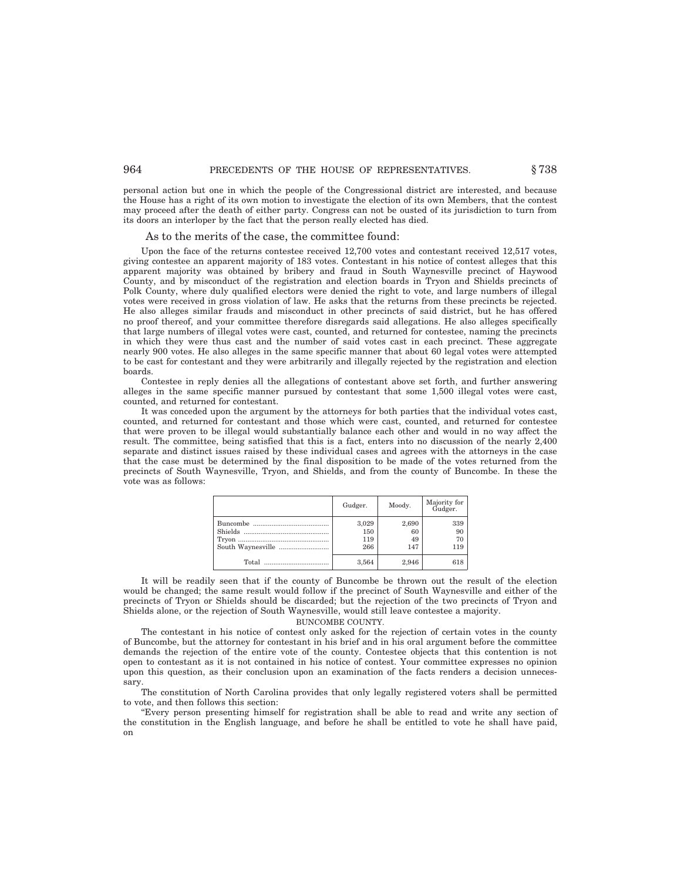personal action but one in which the people of the Congressional district are interested, and because the House has a right of its own motion to investigate the election of its own Members, that the contest may proceed after the death of either party. Congress can not be ousted of its jurisdiction to turn from its doors an interloper by the fact that the person really elected has died.

As to the merits of the case, the committee found:

Upon the face of the returns contestee received 12,700 votes and contestant received 12,517 votes, giving contestee an apparent majority of 183 votes. Contestant in his notice of contest alleges that this apparent majority was obtained by bribery and fraud in South Waynesville precinct of Haywood County, and by misconduct of the registration and election boards in Tryon and Shields precincts of Polk County, where duly qualified electors were denied the right to vote, and large numbers of illegal votes were received in gross violation of law. He asks that the returns from these precincts be rejected. He also alleges similar frauds and misconduct in other precincts of said district, but he has offered no proof thereof, and your committee therefore disregards said allegations. He also alleges specifically that large numbers of illegal votes were cast, counted, and returned for contestee, naming the precincts in which they were thus cast and the number of said votes cast in each precinct. These aggregate nearly 900 votes. He also alleges in the same specific manner that about 60 legal votes were attempted to be cast for contestant and they were arbitrarily and illegally rejected by the registration and election boards.

Contestee in reply denies all the allegations of contestant above set forth, and further answering alleges in the same specific manner pursued by contestant that some 1,500 illegal votes were cast, counted, and returned for contestant.

It was conceded upon the argument by the attorneys for both parties that the individual votes cast, counted, and returned for contestant and those which were cast, counted, and returned for contestee that were proven to be illegal would substantially balance each other and would in no way affect the result. The committee, being satisfied that this is a fact, enters into no discussion of the nearly 2,400 separate and distinct issues raised by these individual cases and agrees with the attorneys in the case that the case must be determined by the final disposition to be made of the votes returned from the precincts of South Waynesville, Tryon, and Shields, and from the county of Buncombe. In these the vote was as follows:

| | Gudger. | Moody. | Majority for Gudger. |
|---|---|---|---|
| Buncombe | 3,029 | 2,690 | 339 |
| Shields | 150 | 60 | 90 |
| Tryon | 119 | 49 | 70 |
| South Waynesville | 266 | 147 | 119 |
| Total | 3,564 | 2,946 | 618 |

It will be readily seen that if the county of Buncombe be thrown out the result of the election would be changed; the same result would follow if the precinct of South Waynesville and either of the precincts of Tryon or Shields should be discarded; but the rejection of the two precincts of Tryon and Shields alone, or the rejection of South Waynesville, would still leave contestee a majority.

BUNCOMBE COUNTY.

The contestant in his notice of contest only asked for the rejection of certain votes in the county of Buncombe, but the attorney for contestant in his brief and in his oral argument before the committee demands the rejection of the entire vote of the county. Contestee objects that this contention is not open to contestant as it is not contained in his notice of contest. Your committee expresses no opinion upon this question, as their conclusion upon an examination of the facts renders a decision unnecessary.

The constitution of North Carolina provides that only legally registered voters shall be permitted to vote, and then follows this section:

"Every person presenting himself for registration shall be able to read and write any section of the constitution in the English language, and before he shall be entitled to vote he shall have paid, on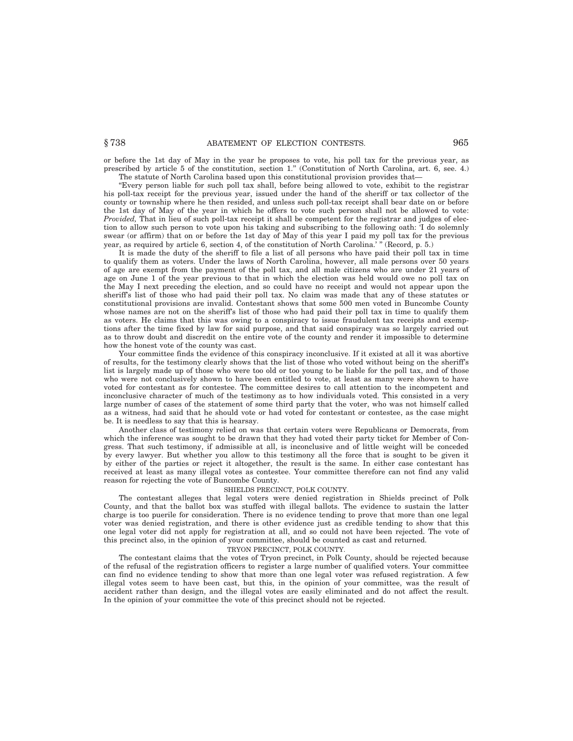or before the 1st day of May in the year he proposes to vote, his poll tax for the previous year, as prescribed by article 5 of the constitution, section 1." (Constitution of North Carolina, art. 6, sec. 4.)

The statute of North Carolina based upon this constitutional provision provides that—

"Every person liable for such poll tax shall, before being allowed to vote, exhibit to the registrar his poll-tax receipt for the previous year, issued under the hand of the sheriff or tax collector of the county or township where he then resided, and unless such poll-tax receipt shall bear date on or before the 1st day of May of the year in which he offers to vote such person shall not be allowed to vote: *Provided,* That in lieu of such poll-tax receipt it shall be competent for the registrar and judges of election to allow such person to vote upon his taking and subscribing to the following oath: 'I do solemnly swear (or affirm) that on or before the 1st day of May of this year I paid my poll tax for the previous year, as required by article 6, section 4, of the constitution of North Carolina.' " (Record, p. 5.)

It is made the duty of the sheriff to file a list of all persons who have paid their poll tax in time to qualify them as voters. Under the laws of North Carolina, however, all male persons over 50 years of age are exempt from the payment of the poll tax, and all male citizens who are under 21 years of age on June 1 of the year previous to that in which the election was held would owe no poll tax on the May I next preceding the election, and so could have no receipt and would not appear upon the sheriff's list of those who had paid their poll tax. No claim was made that any of these statutes or constitutional provisions are invalid. Contestant shows that some 500 men voted in Buncombe County whose names are not on the sheriff's list of those who had paid their poll tax in time to qualify them as voters. He claims that this was owing to a conspiracy to issue fraudulent tax receipts and exemptions after the time fixed by law for said purpose, and that said conspiracy was so largely carried out as to throw doubt and discredit on the entire vote of the county and render it impossible to determine how the honest vote of the county was cast.

Your committee finds the evidence of this conspiracy inconclusive. If it existed at all it was abortive of results, for the testimony clearly shows that the list of those who voted without being on the sheriff's list is largely made up of those who were too old or too young to be liable for the poll tax, and of those who were not conclusively shown to have been entitled to vote, at least as many were shown to have voted for contestant as for contestee. The committee desires to call attention to the incompetent and inconclusive character of much of the testimony as to how individuals voted. This consisted in a very large number of cases of the statement of some third party that the voter, who was not himself called as a witness, had said that he should vote or had voted for contestant or contestee, as the case might be. It is needless to say that this is hearsay.

Another class of testimony relied on was that certain voters were Republicans or Democrats, from which the inference was sought to be drawn that they had voted their party ticket for Member of Congress. That such testimony, if admissible at all, is inconclusive and of little weight will be conceded by every lawyer. But whether you allow to this testimony all the force that is sought to be given it by either of the parties or reject it altogether, the result is the same. In either case contestant has received at least as many illegal votes as contestee. Your committee therefore can not find any valid reason for rejecting the vote of Buncombe County.

SHIELDS PRECINCT, POLK COUNTY.

The contestant alleges that legal voters were denied registration in Shields precinct of Polk County, and that the ballot box was stuffed with illegal ballots. The evidence to sustain the latter charge is too puerile for consideration. There is no evidence tending to prove that more than one legal voter was denied registration, and there is other evidence just as credible tending to show that this one legal voter did not apply for registration at all, and so could not have been rejected. The vote of this precinct also, in the opinion of your committee, should be counted as cast and returned.

TRYON PRECINCT, POLK COUNTY.

The contestant claims that the votes of Tryon precinct, in Polk County, should be rejected because of the refusal of the registration officers to register a large number of qualified voters. Your committee can find no evidence tending to show that more than one legal voter was refused registration. A few illegal votes seem to have been cast, but this, in the opinion of your committee, was the result of accident rather than design, and the illegal votes are easily eliminated and do not affect the result. In the opinion of your committee the vote of this precinct should not be rejected.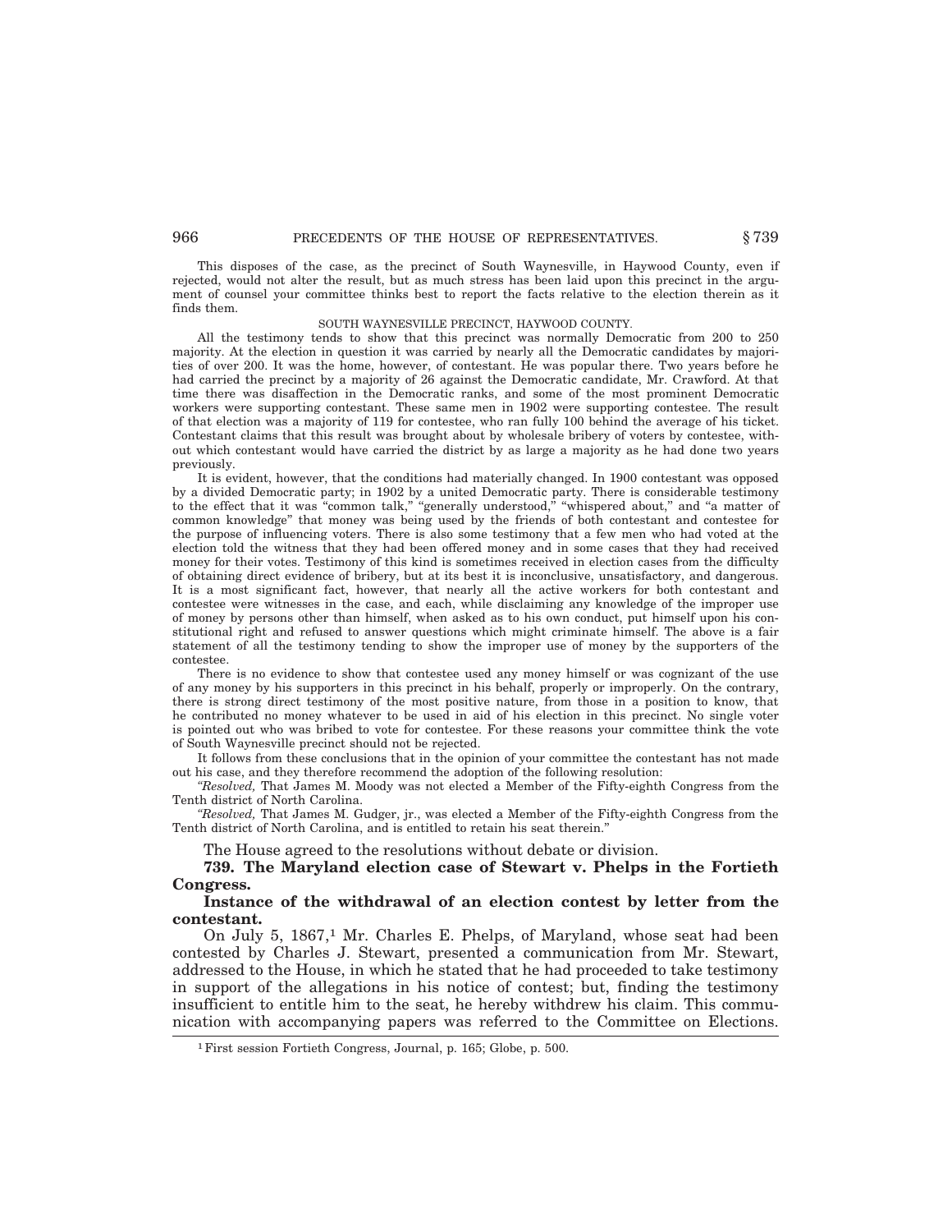This disposes of the case, as the precinct of South Waynesville, in Haywood County, even if rejected, would not alter the result, but as much stress has been laid upon this precinct in the argument of counsel your committee thinks best to report the facts relative to the election therein as it finds them.

SOUTH WAYNESVILLE PRECINCT, HAYWOOD COUNTY.

All the testimony tends to show that this precinct was normally Democratic from 200 to 250 majority. At the election in question it was carried by nearly all the Democratic candidates by majorities of over 200. It was the home, however, of contestant. He was popular there. Two years before he had carried the precinct by a majority of 26 against the Democratic candidate, Mr. Crawford. At that time there was disaffection in the Democratic ranks, and some of the most prominent Democratic workers were supporting contestant. These same men in 1902 were supporting contestee. The result of that election was a majority of 119 for contestee, who ran fully 100 behind the average of his ticket. Contestant claims that this result was brought about by wholesale bribery of voters by contestee, without which contestant would have carried the district by as large a majority as he had done two years previously.

It is evident, however, that the conditions had materially changed. In 1900 contestant was opposed by a divided Democratic party; in 1902 by a united Democratic party. There is considerable testimony to the effect that it was "common talk," "generally understood," "whispered about," and "a matter of common knowledge" that money was being used by the friends of both contestant and contestee for the purpose of influencing voters. There is also some testimony that a few men who had voted at the election told the witness that they had been offered money and in some cases that they had received money for their votes. Testimony of this kind is sometimes received in election cases from the difficulty of obtaining direct evidence of bribery, but at its best it is inconclusive, unsatisfactory, and dangerous. It is a most significant fact, however, that nearly all the active workers for both contestant and contestee were witnesses in the case, and each, while disclaiming any knowledge of the improper use of money by persons other than himself, when asked as to his own conduct, put himself upon his constitutional right and refused to answer questions which might criminate himself. The above is a fair statement of all the testimony tending to show the improper use of money by the supporters of the contestee.

There is no evidence to show that contestee used any money himself or was cognizant of the use of any money by his supporters in this precinct in his behalf, properly or improperly. On the contrary, there is strong direct testimony of the most positive nature, from those in a position to know, that he contributed no money whatever to be used in aid of his election in this precinct. No single voter is pointed out who was bribed to vote for contestee. For these reasons your committee think the vote of South Waynesville precinct should not be rejected.

It follows from these conclusions that in the opinion of your committee the contestant has not made out his case, and they therefore recommend the adoption of the following resolution:

"*Resolved,* That James M. Moody was not elected a Member of the Fifty-eighth Congress from the Tenth district of North Carolina.

"*Resolved,* That James M. Gudger, jr., was elected a Member of the Fifty-eighth Congress from the Tenth district of North Carolina, and is entitled to retain his seat therein."

The House agreed to the resolutions without debate or division.

**739. The Maryland election case of Stewart v. Phelps in the Fortieth Congress.**

**Instance of the withdrawal of an election contest by letter from the contestant.**

On July 5, 1867,[1] Mr. Charles E. Phelps, of Maryland, whose seat had been contested by Charles J. Stewart, presented a communication from Mr. Stewart, addressed to the House, in which he stated that he had proceeded to take testimony in support of the allegations in his notice of contest; but, finding the testimony insufficient to entitle him to the seat, he hereby withdrew his claim. This communication with accompanying papers was referred to the Committee on Elections.

---

[1] First session Fortieth Congress, Journal, p. 165; Globe, p. 500.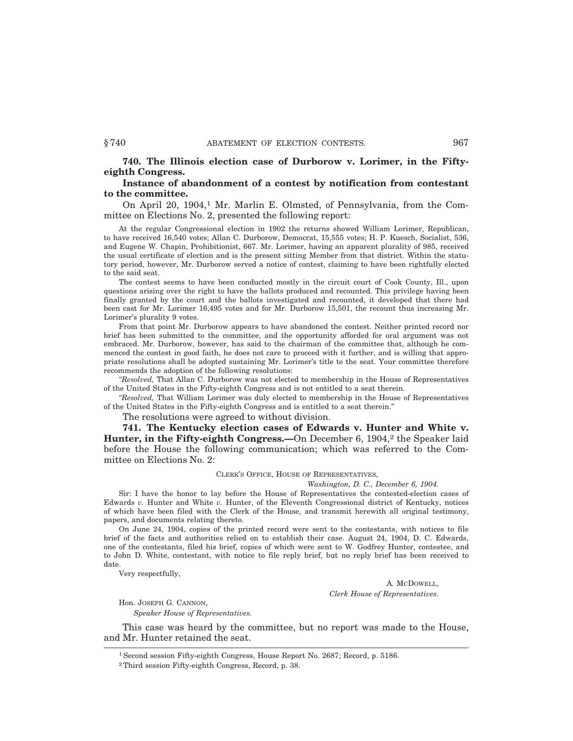**740. The Illinois election case of Durborow v. Lorimer, in the Fifty-eighth Congress.**

**Instance of abandonment of a contest by notification from contestant to the committee.**

On April 20, 1904,[1] Mr. Marlin E. Olmsted, of Pennsylvania, from the Committee on Elections No. 2, presented the following report:

At the regular Congressional election in 1902 the returns showed William Lorimer, Republican, to have received 16,540 votes; Allan C. Durborow, Democrat, 15,555 votes; H. P. Kuesch, Socialist, 536, and Eugene W. Chapin, Prohibitionist, 667. Mr. Lorimer, having an apparent plurality of 985, received the usual certificate of election and is the present sitting Member from that district. Within the statutory period, however, Mr. Durborow served a notice of contest, claiming to have been rightfully elected to the said seat.

The contest seems to have been conducted mostly in the circuit court of Cook County, Ill., upon questions arising over the right to have the ballots produced and recounted. This privilege having been finally granted by the court and the ballots investigated and recounted, it developed that there had been cast for Mr. Lorimer 16,495 votes and for Mr. Durborow 15,501, the recount thus increasing Mr. Lorimer's plurality 9 votes.

From that point Mr. Durborow appears to have abandoned the contest. Neither printed record nor brief has been submitted to the committee, and the opportunity afforded for oral argument was not embraced. Mr. Durborow, however, has said to the chairman of the committee that, although he commenced the contest in good faith, he does not care to proceed with it further, and is willing that appropriate resolutions shall be adopted sustaining Mr. Lorimer's title to the seat. Your committee therefore recommends the adoption of the following resolutions:

*"Resolved,* That Allan C. Durborow was not elected to membership in the House of Representatives of the United States in the Fifty-eighth Congress and is not entitled to a seat therein.

*"Resolved,* That William Lorimer was duly elected to membership in the House of Representatives of the United States in the Fifty-eighth Congress and is entitled to a seat therein."

The resolutions were agreed to without division.

**741. The Kentucky election cases of Edwards v. Hunter and White v. Hunter, in the Fifty-eighth Congress.—**On December 6, 1904,[2] the Speaker laid before the House the following communication; which was referred to the Committee on Elections No. 2:

CLERK'S OFFICE, HOUSE OF REPRESENTATIVES,
*Washington, D. C., December 6, 1904.*

Sir: I have the honor to lay before the House of Representatives the contested-election cases of Edwards *v.* Hunter and White *v.* Hunter, of the Eleventh Congressional district of Kentucky, notices of which have been filed with the Clerk of the House, and transmit herewith all original testimony, papers, and documents relating thereto.

On June 24, 1904, copies of the printed record were sent to the contestants, with notices to file brief of the facts and authorities relied on to establish their case. August 24, 1904, D. C. Edwards, one of the contestants, filed his brief, copies of which were sent to W. Godfrey Hunter, contestee, and to John D. White, contestant, with notice to file reply brief, but no reply brief has been received to date.

Very respectfully,

A. MCDOWELL,
*Clerk House of Representatives.*

Hon. JOSEPH G. CANNON,
*Speaker House of Representatives.*

This case was heard by the committee, but no report was made to the House, and Mr. Hunter retained the seat.

[1] Second session Fifty-eighth Congress, House Report No. 2687; Record, p. 5186.

[2] Third session Fifty-eighth Congress, Record, p. 38.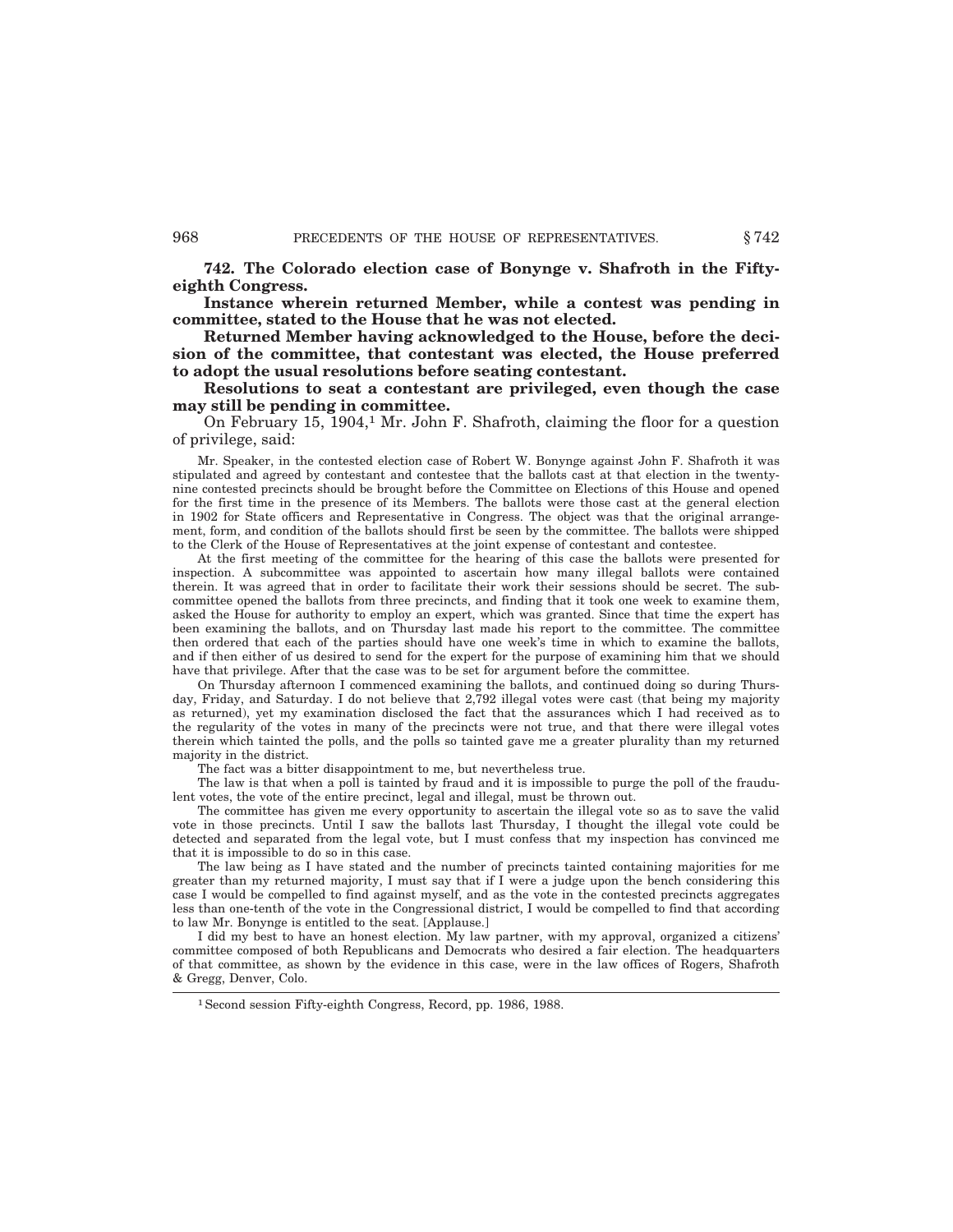**742. The Colorado election case of Bonynge v. Shafroth in the Fifty-eighth Congress.**

**Instance wherein returned Member, while a contest was pending in committee, stated to the House that he was not elected.**

**Returned Member having acknowledged to the House, before the decision of the committee, that contestant was elected, the House preferred to adopt the usual resolutions before seating contestant.**

**Resolutions to seat a contestant are privileged, even though the case may still be pending in committee.**

On February 15, 1904,[1] Mr. John F. Shafroth, claiming the floor for a question of privilege, said:

Mr. Speaker, in the contested election case of Robert W. Bonynge against John F. Shafroth it was stipulated and agreed by contestant and contestee that the ballots cast at that election in the twenty-nine contested precincts should be brought before the Committee on Elections of this House and opened for the first time in the presence of its Members. The ballots were those cast at the general election in 1902 for State officers and Representative in Congress. The object was that the original arrangement, form, and condition of the ballots should first be seen by the committee. The ballots were shipped to the Clerk of the House of Representatives at the joint expense of contestant and contestee.

At the first meeting of the committee for the hearing of this case the ballots were presented for inspection. A subcommittee was appointed to ascertain how many illegal ballots were contained therein. It was agreed that in order to facilitate their work their sessions should be secret. The subcommittee opened the ballots from three precincts, and finding that it took one week to examine them, asked the House for authority to employ an expert, which was granted. Since that time the expert has been examining the ballots, and on Thursday last made his report to the committee. The committee then ordered that each of the parties should have one week's time in which to examine the ballots, and if then either of us desired to send for the expert for the purpose of examining him that we should have that privilege. After that the case was to be set for argument before the committee.

On Thursday afternoon I commenced examining the ballots, and continued doing so during Thursday, Friday, and Saturday. I do not believe that 2,792 illegal votes were cast (that being my majority as returned), yet my examination disclosed the fact that the assurances which I had received as to the regularity of the votes in many of the precincts were not true, and that there were illegal votes therein which tainted the polls, and the polls so tainted gave me a greater plurality than my returned majority in the district.

The fact was a bitter disappointment to me, but nevertheless true.

The law is that when a poll is tainted by fraud and it is impossible to purge the poll of the fraudulent votes, the vote of the entire precinct, legal and illegal, must be thrown out.

The committee has given me every opportunity to ascertain the illegal vote so as to save the valid vote in those precincts. Until I saw the ballots last Thursday, I thought the illegal vote could be detected and separated from the legal vote, but I must confess that my inspection has convinced me that it is impossible to do so in this case.

The law being as I have stated and the number of precincts tainted containing majorities for me greater than my returned majority, I must say that if I were a judge upon the bench considering this case I would be compelled to find against myself, and as the vote in the contested precincts aggregates less than one-tenth of the vote in the Congressional district, I would be compelled to find that according to law Mr. Bonynge is entitled to the seat. [Applause.]

I did my best to have an honest election. My law partner, with my approval, organized a citizens' committee composed of both Republicans and Democrats who desired a fair election. The headquarters of that committee, as shown by the evidence in this case, were in the law offices of Rogers, Shafroth & Gregg, Denver, Colo.

---

[1] Second session Fifty-eighth Congress, Record, pp. 1986, 1988.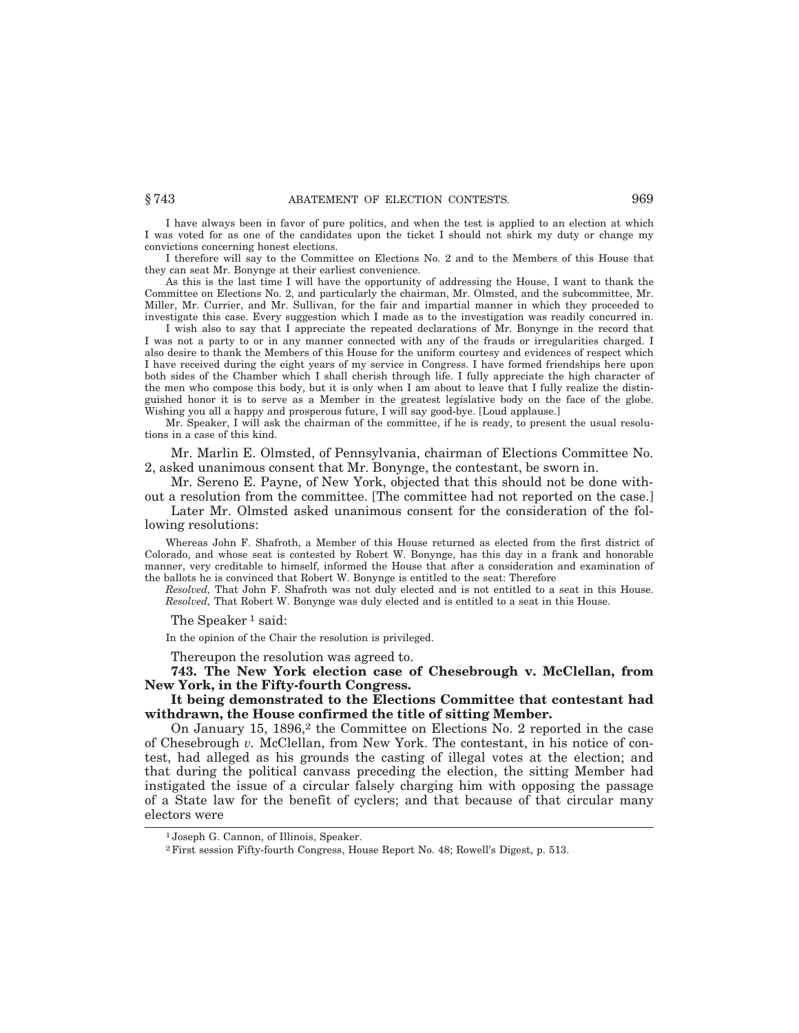I have always been in favor of pure politics, and when the test is applied to an election at which I was voted for as one of the candidates upon the ticket I should not shirk my duty or change my convictions concerning honest elections.

I therefore will say to the Committee on Elections No. 2 and to the Members of this House that they can seat Mr. Bonynge at their earliest convenience.

As this is the last time I will have the opportunity of addressing the House, I want to thank the Committee on Elections No. 2, and particularly the chairman, Mr. Olmsted, and the subcommittee, Mr. Miller, Mr. Currier, and Mr. Sullivan, for the fair and impartial manner in which they proceeded to investigate this case. Every suggestion which I made as to the investigation was readily concurred in.

I wish also to say that I appreciate the repeated declarations of Mr. Bonynge in the record that I was not a party to or in any manner connected with any of the frauds or irregularities charged. I also desire to thank the Members of this House for the uniform courtesy and evidences of respect which I have received during the eight years of my service in Congress. I have formed friendships here upon both sides of the Chamber which I shall cherish through life. I fully appreciate the high character of the men who compose this body, but it is only when I am about to leave that I fully realize the distinguished honor it is to serve as a Member in the greatest legislative body on the face of the globe. Wishing you all a happy and prosperous future, I will say good-bye. [Loud applause.]

Mr. Speaker, I will ask the chairman of the committee, if he is ready, to present the usual resolutions in a case of this kind.

Mr. Marlin E. Olmsted, of Pennsylvania, chairman of Elections Committee No. 2, asked unanimous consent that Mr. Bonynge, the contestant, be sworn in.

Mr. Sereno E. Payne, of New York, objected that this should not be done without a resolution from the committee. [The committee had not reported on the case.]

Later Mr. Olmsted asked unanimous consent for the consideration of the following resolutions:

Whereas John F. Shafroth, a Member of this House returned as elected from the first district of Colorado, and whose seat is contested by Robert W. Bonynge, has this day in a frank and honorable manner, very creditable to himself, informed the House that after a consideration and examination of the ballots he is convinced that Robert W. Bonynge is entitled to the seat: Therefore

*Resolved,* That John F. Shafroth was not duly elected and is not entitled to a seat in this House.
*Resolved,* That Robert W. Bonynge was duly elected and is entitled to a seat in this House.

The Speaker[1] said:

In the opinion of the Chair the resolution is privileged.

Thereupon the resolution was agreed to.

**743. The New York election case of Chesebrough v. McClellan, from New York, in the Fifty-fourth Congress.**

**It being demonstrated to the Elections Committee that contestant had withdrawn, the House confirmed the title of sitting Member.**

On January 15, 1896,[2] the Committee on Elections No. 2 reported in the case of Chesebrough *v.* McClellan, from New York. The contestant, in his notice of contest, had alleged as his grounds the casting of illegal votes at the election; and that during the political canvass preceding the election, the sitting Member had instigated the issue of a circular falsely charging him with opposing the passage of a State law for the benefit of cyclers; and that because of that circular many electors were

---

[1] Joseph G. Cannon, of Illinois, Speaker.

[2] First session Fifty-fourth Congress, House Report No. 48; Rowell's Digest, p. 513.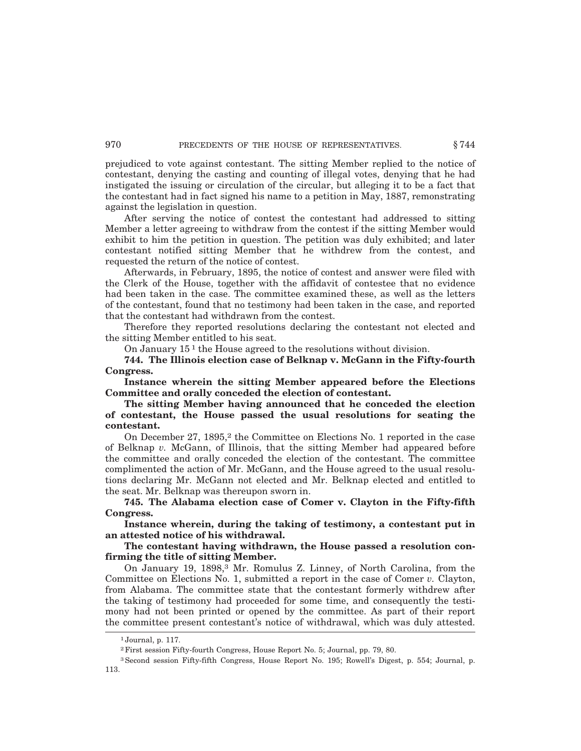prejudiced to vote against contestant. The sitting Member replied to the notice of contestant, denying the casting and counting of illegal votes, denying that he had instigated the issuing or circulation of the circular, but alleging it to be a fact that the contestant had in fact signed his name to a petition in May, 1887, remonstrating against the legislation in question.

After serving the notice of contest the contestant had addressed to sitting Member a letter agreeing to withdraw from the contest if the sitting Member would exhibit to him the petition in question. The petition was duly exhibited; and later contestant notified sitting Member that he withdrew from the contest, and requested the return of the notice of contest.

Afterwards, in February, 1895, the notice of contest and answer were filed with the Clerk of the House, together with the affidavit of contestee that no evidence had been taken in the case. The committee examined these, as well as the letters of the contestant, found that no testimony had been taken in the case, and reported that the contestant had withdrawn from the contest.

Therefore they reported resolutions declaring the contestant not elected and the sitting Member entitled to his seat.

On January 15 [1] the House agreed to the resolutions without division.

**744. The Illinois election case of Belknap v. McGann in the Fifty-fourth Congress.**

**Instance wherein the sitting Member appeared before the Elections Committee and orally conceded the election of contestant.**

**The sitting Member having announced that he conceded the election of contestant, the House passed the usual resolutions for seating the contestant.**

On December 27, 1895,[2] the Committee on Elections No. 1 reported in the case of Belknap *v.* McGann, of Illinois, that the sitting Member had appeared before the committee and orally conceded the election of the contestant. The committee complimented the action of Mr. McGann, and the House agreed to the usual resolutions declaring Mr. McGann not elected and Mr. Belknap elected and entitled to the seat. Mr. Belknap was thereupon sworn in.

**745. The Alabama election case of Comer v. Clayton in the Fifty-fifth Congress.**

**Instance wherein, during the taking of testimony, a contestant put in an attested notice of his withdrawal.**

**The contestant having withdrawn, the House passed a resolution confirming the title of sitting Member.**

On January 19, 1898,[3] Mr. Romulus Z. Linney, of North Carolina, from the Committee on Elections No. 1, submitted a report in the case of Comer *v.* Clayton, from Alabama. The committee state that the contestant formerly withdrew after the taking of testimony had proceeded for some time, and consequently the testimony had not been printed or opened by the committee. As part of their report the committee present contestant's notice of withdrawal, which was duly attested.

---

[1] Journal, p. 117.

[2] First session Fifty-fourth Congress, House Report No. 5; Journal, pp. 79, 80.

[3] Second session Fifty-fifth Congress, House Report No. 195; Rowell's Digest, p. 554; Journal, p. 113.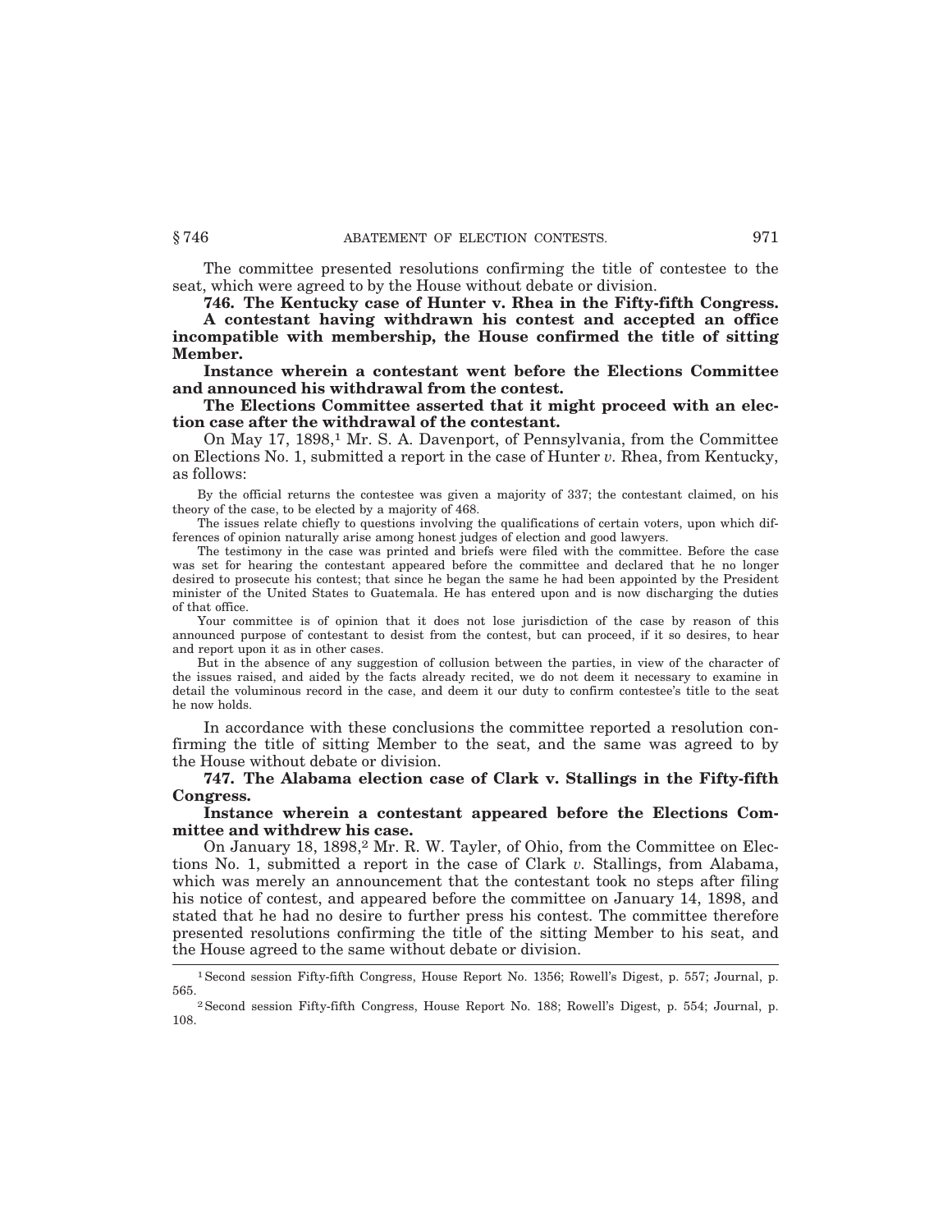The committee presented resolutions confirming the title of contestee to the seat, which were agreed to by the House without debate or division.

**746. The Kentucky case of Hunter v. Rhea in the Fifty-fifth Congress.**

**A contestant having withdrawn his contest and accepted an office incompatible with membership, the House confirmed the title of sitting Member.**

**Instance wherein a contestant went before the Elections Committee and announced his withdrawal from the contest.**

**The Elections Committee asserted that it might proceed with an election case after the withdrawal of the contestant.**

On May 17, 1898,[1] Mr. S. A. Davenport, of Pennsylvania, from the Committee on Elections No. 1, submitted a report in the case of Hunter *v.* Rhea, from Kentucky, as follows:

> By the official returns the contestee was given a majority of 337; the contestant claimed, on his theory of the case, to be elected by a majority of 468.
>
> The issues relate chiefly to questions involving the qualifications of certain voters, upon which differences of opinion naturally arise among honest judges of election and good lawyers.
>
> The testimony in the case was printed and briefs were filed with the committee. Before the case was set for hearing the contestant appeared before the committee and declared that he no longer desired to prosecute his contest; that since he began the same he had been appointed by the President minister of the United States to Guatemala. He has entered upon and is now discharging the duties of that office.
>
> Your committee is of opinion that it does not lose jurisdiction of the case by reason of this announced purpose of contestant to desist from the contest, but can proceed, if it so desires, to hear and report upon it as in other cases.
>
> But in the absence of any suggestion of collusion between the parties, in view of the character of the issues raised, and aided by the facts already recited, we do not deem it necessary to examine in detail the voluminous record in the case, and deem it our duty to confirm contestee's title to the seat he now holds.

In accordance with these conclusions the committee reported a resolution confirming the title of sitting Member to the seat, and the same was agreed to by the House without debate or division.

**747. The Alabama election case of Clark v. Stallings in the Fifty-fifth Congress.**

**Instance wherein a contestant appeared before the Elections Committee and withdrew his case.**

On January 18, 1898,[2] Mr. R. W. Tayler, of Ohio, from the Committee on Elections No. 1, submitted a report in the case of Clark *v.* Stallings, from Alabama, which was merely an announcement that the contestant took no steps after filing his notice of contest, and appeared before the committee on January 14, 1898, and stated that he had no desire to further press his contest. The committee therefore presented resolutions confirming the title of the sitting Member to his seat, and the House agreed to the same without debate or division.

---

[1] Second session Fifty-fifth Congress, House Report No. 1356; Rowell's Digest, p. 557; Journal, p. 565.

[2] Second session Fifty-fifth Congress, House Report No. 188; Rowell's Digest, p. 554; Journal, p. 108.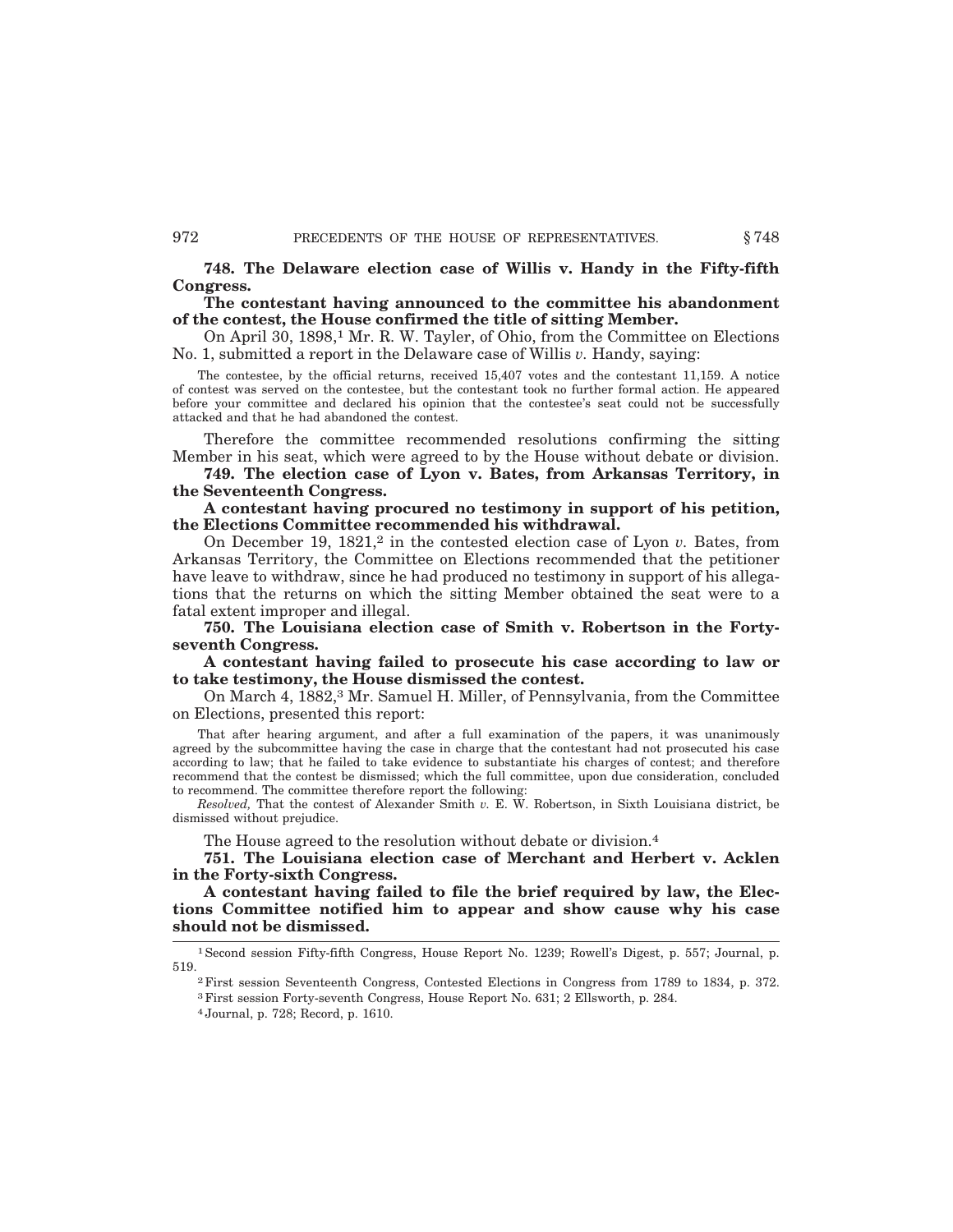**748. The Delaware election case of Willis v. Handy in the Fifty-fifth Congress.**

**The contestant having announced to the committee his abandonment of the contest, the House confirmed the title of sitting Member.**

On April 30, 1898,[1] Mr. R. W. Tayler, of Ohio, from the Committee on Elections No. 1, submitted a report in the Delaware case of Willis *v.* Handy, saying:

> The contestee, by the official returns, received 15,407 votes and the contestant 11,159. A notice of contest was served on the contestee, but the contestant took no further formal action. He appeared before your committee and declared his opinion that the contestee's seat could not be successfully attacked and that he had abandoned the contest.

Therefore the committee recommended resolutions confirming the sitting Member in his seat, which were agreed to by the House without debate or division.

**749. The election case of Lyon v. Bates, from Arkansas Territory, in the Seventeenth Congress.**

**A contestant having procured no testimony in support of his petition, the Elections Committee recommended his withdrawal.**

On December 19, 1821,[2] in the contested election case of Lyon *v.* Bates, from Arkansas Territory, the Committee on Elections recommended that the petitioner have leave to withdraw, since he had produced no testimony in support of his allegations that the returns on which the sitting Member obtained the seat were to a fatal extent improper and illegal.

**750. The Louisiana election case of Smith v. Robertson in the Forty-seventh Congress.**

**A contestant having failed to prosecute his case according to law or to take testimony, the House dismissed the contest.**

On March 4, 1882,[3] Mr. Samuel H. Miller, of Pennsylvania, from the Committee on Elections, presented this report:

> That after hearing argument, and after a full examination of the papers, it was unanimously agreed by the subcommittee having the case in charge that the contestant had not prosecuted his case according to law; that he failed to take evidence to substantiate his charges of contest; and therefore recommend that the contest be dismissed; which the full committee, upon due consideration, concluded to recommend. The committee therefore report the following:
>
> *Resolved,* That the contest of Alexander Smith *v.* E. W. Robertson, in Sixth Louisiana district, be dismissed without prejudice.

The House agreed to the resolution without debate or division.[4]

**751. The Louisiana election case of Merchant and Herbert v. Acklen in the Forty-sixth Congress.**

**A contestant having failed to file the brief required by law, the Elections Committee notified him to appear and show cause why his case should not be dismissed.**

---

[1] Second session Fifty-fifth Congress, House Report No. 1239; Rowell's Digest, p. 557; Journal, p. 519.

[2] First session Seventeenth Congress, Contested Elections in Congress from 1789 to 1834, p. 372.

[3] First session Forty-seventh Congress, House Report No. 631; 2 Ellsworth, p. 284.

[4] Journal, p. 728; Record, p. 1610.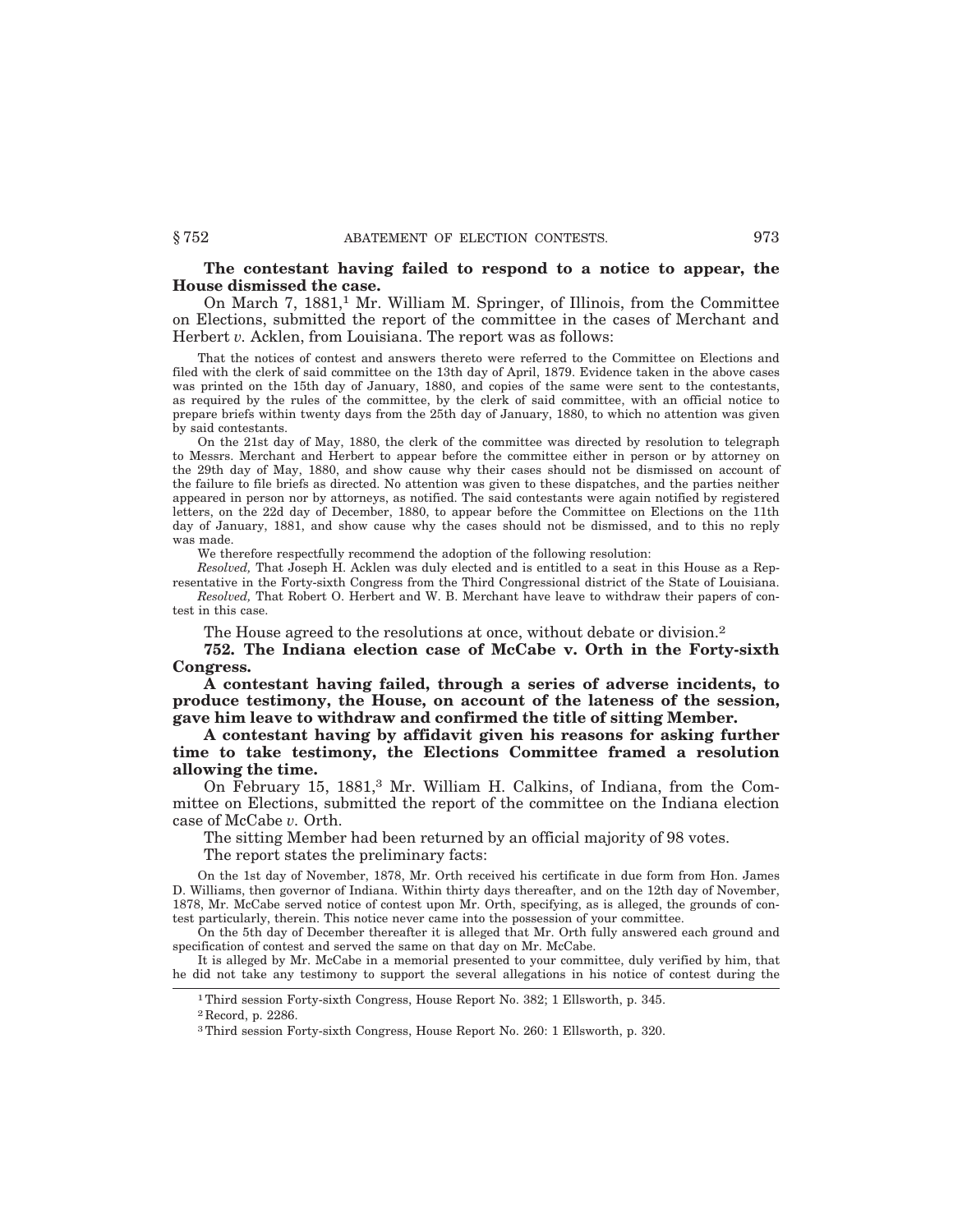**The contestant having failed to respond to a notice to appear, the House dismissed the case.**

On March 7, 1881,[1] Mr. William M. Springer, of Illinois, from the Committee on Elections, submitted the report of the committee in the cases of Merchant and Herbert *v.* Acklen, from Louisiana. The report was as follows:

> That the notices of contest and answers thereto were referred to the Committee on Elections and filed with the clerk of said committee on the 13th day of April, 1879. Evidence taken in the above cases was printed on the 15th day of January, 1880, and copies of the same were sent to the contestants, as required by the rules of the committee, by the clerk of said committee, with an official notice to prepare briefs within twenty days from the 25th day of January, 1880, to which no attention was given by said contestants.
>
> On the 21st day of May, 1880, the clerk of the committee was directed by resolution to telegraph to Messrs. Merchant and Herbert to appear before the committee either in person or by attorney on the 29th day of May, 1880, and show cause why their cases should not be dismissed on account of the failure to file briefs as directed. No attention was given to these dispatches, and the parties neither appeared in person nor by attorneys, as notified. The said contestants were again notified by registered letters, on the 22d day of December, 1880, to appear before the Committee on Elections on the 11th day of January, 1881, and show cause why the cases should not be dismissed, and to this no reply was made.
>
> We therefore respectfully recommend the adoption of the following resolution:
>
> *Resolved,* That Joseph H. Acklen was duly elected and is entitled to a seat in this House as a Representative in the Forty-sixth Congress from the Third Congressional district of the State of Louisiana.
>
> *Resolved,* That Robert O. Herbert and W. B. Merchant have leave to withdraw their papers of contest in this case.

The House agreed to the resolutions at once, without debate or division.[2]

**752. The Indiana election case of McCabe v. Orth in the Forty-sixth Congress.**

**A contestant having failed, through a series of adverse incidents, to produce testimony, the House, on account of the lateness of the session, gave him leave to withdraw and confirmed the title of sitting Member.**

**A contestant having by affidavit given his reasons for asking further time to take testimony, the Elections Committee framed a resolution allowing the time.**

On February 15, 1881,[3] Mr. William H. Calkins, of Indiana, from the Committee on Elections, submitted the report of the committee on the Indiana election case of McCabe *v.* Orth.

The sitting Member had been returned by an official majority of 98 votes.

The report states the preliminary facts:

> On the 1st day of November, 1878, Mr. Orth received his certificate in due form from Hon. James D. Williams, then governor of Indiana. Within thirty days thereafter, and on the 12th day of November, 1878, Mr. McCabe served notice of contest upon Mr. Orth, specifying, as is alleged, the grounds of contest particularly, therein. This notice never came into the possession of your committee.
>
> On the 5th day of December thereafter it is alleged that Mr. Orth fully answered each ground and specification of contest and served the same on that day on Mr. McCabe.
>
> It is alleged by Mr. McCabe in a memorial presented to your committee, duly verified by him, that he did not take any testimony to support the several allegations in his notice of contest during the

---

[1] Third session Forty-sixth Congress, House Report No. 382; 1 Ellsworth, p. 345.

[2] Record, p. 2286.

[3] Third session Forty-sixth Congress, House Report No. 260: 1 Ellsworth, p. 320.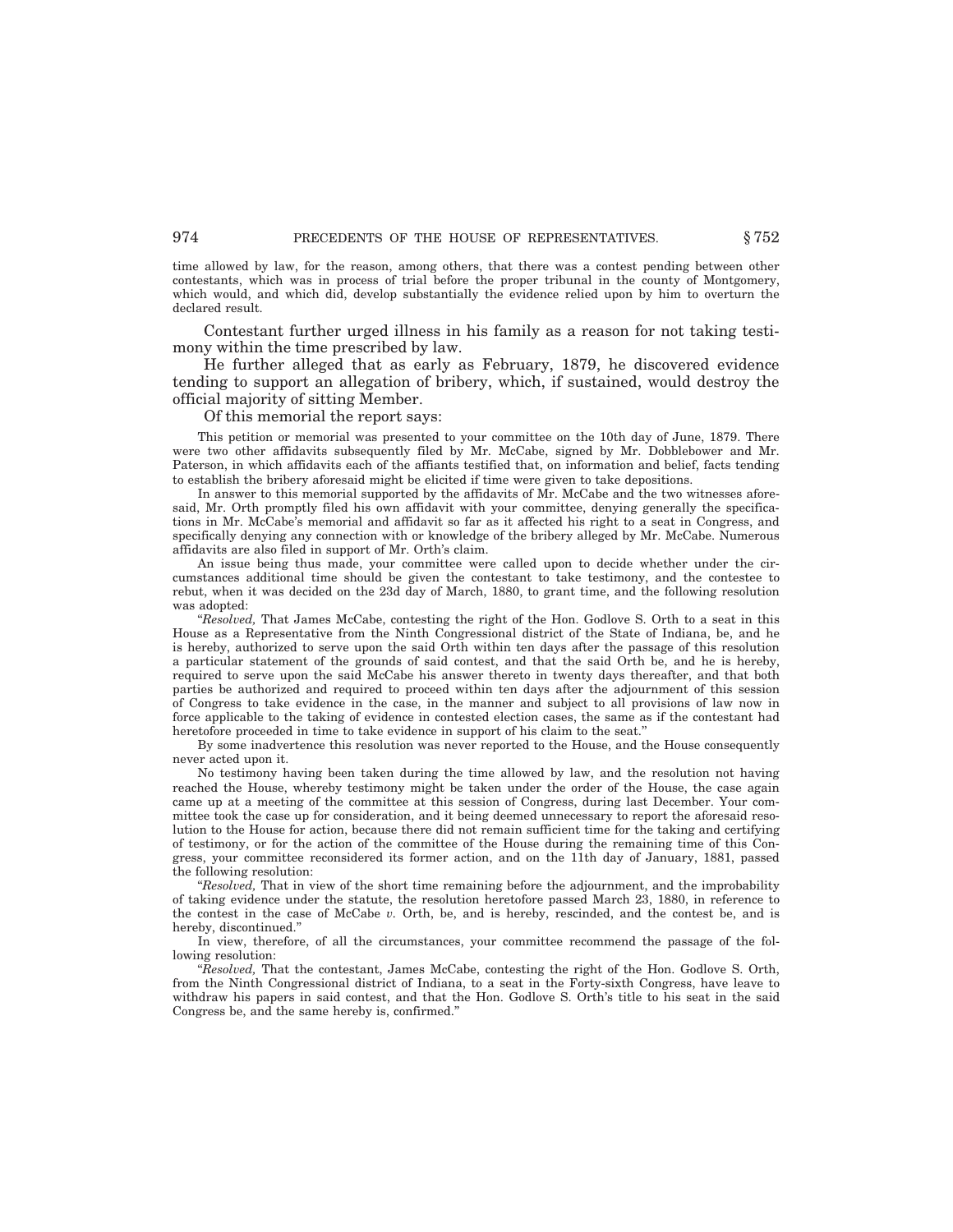time allowed by law, for the reason, among others, that there was a contest pending between other contestants, which was in process of trial before the proper tribunal in the county of Montgomery, which would, and which did, develop substantially the evidence relied upon by him to overturn the declared result.

Contestant further urged illness in his family as a reason for not taking testimony within the time prescribed by law.

He further alleged that as early as February, 1879, he discovered evidence tending to support an allegation of bribery, which, if sustained, would destroy the official majority of sitting Member.

Of this memorial the report says:

This petition or memorial was presented to your committee on the 10th day of June, 1879. There were two other affidavits subsequently filed by Mr. McCabe, signed by Mr. Dobblebower and Mr. Paterson, in which affidavits each of the affiants testified that, on information and belief, facts tending to establish the bribery aforesaid might be elicited if time were given to take depositions.

In answer to this memorial supported by the affidavits of Mr. McCabe and the two witnesses aforesaid, Mr. Orth promptly filed his own affidavit with your committee, denying generally the specifications in Mr. McCabe's memorial and affidavit so far as it affected his right to a seat in Congress, and specifically denying any connection with or knowledge of the bribery alleged by Mr. McCabe. Numerous affidavits are also filed in support of Mr. Orth's claim.

An issue being thus made, your committee were called upon to decide whether under the circumstances additional time should be given the contestant to take testimony, and the contestee to rebut, when it was decided on the 23d day of March, 1880, to grant time, and the following resolution was adopted:

"*Resolved,* That James McCabe, contesting the right of the Hon. Godlove S. Orth to a seat in this House as a Representative from the Ninth Congressional district of the State of Indiana, be, and he is hereby, authorized to serve upon the said Orth within ten days after the passage of this resolution a particular statement of the grounds of said contest, and that the said Orth be, and he is hereby, required to serve upon the said McCabe his answer thereto in twenty days thereafter, and that both parties be authorized and required to proceed within ten days after the adjournment of this session of Congress to take evidence in the case, in the manner and subject to all provisions of law now in force applicable to the taking of evidence in contested election cases, the same as if the contestant had heretofore proceeded in time to take evidence in support of his claim to the seat."

By some inadvertence this resolution was never reported to the House, and the House consequently never acted upon it.

No testimony having been taken during the time allowed by law, and the resolution not having reached the House, whereby testimony might be taken under the order of the House, the case again came up at a meeting of the committee at this session of Congress, during last December. Your committee took the case up for consideration, and it being deemed unnecessary to report the aforesaid resolution to the House for action, because there did not remain sufficient time for the taking and certifying of testimony, or for the action of the committee of the House during the remaining time of this Congress, your committee reconsidered its former action, and on the 11th day of January, 1881, passed the following resolution:

"*Resolved,* That in view of the short time remaining before the adjournment, and the improbability of taking evidence under the statute, the resolution heretofore passed March 23, 1880, in reference to the contest in the case of McCabe *v.* Orth, be, and is hereby, rescinded, and the contest be, and is hereby, discontinued."

In view, therefore, of all the circumstances, your committee recommend the passage of the following resolution:

"*Resolved,* That the contestant, James McCabe, contesting the right of the Hon. Godlove S. Orth, from the Ninth Congressional district of Indiana, to a seat in the Forty-sixth Congress, have leave to withdraw his papers in said contest, and that the Hon. Godlove S. Orth's title to his seat in the said Congress be, and the same hereby is, confirmed."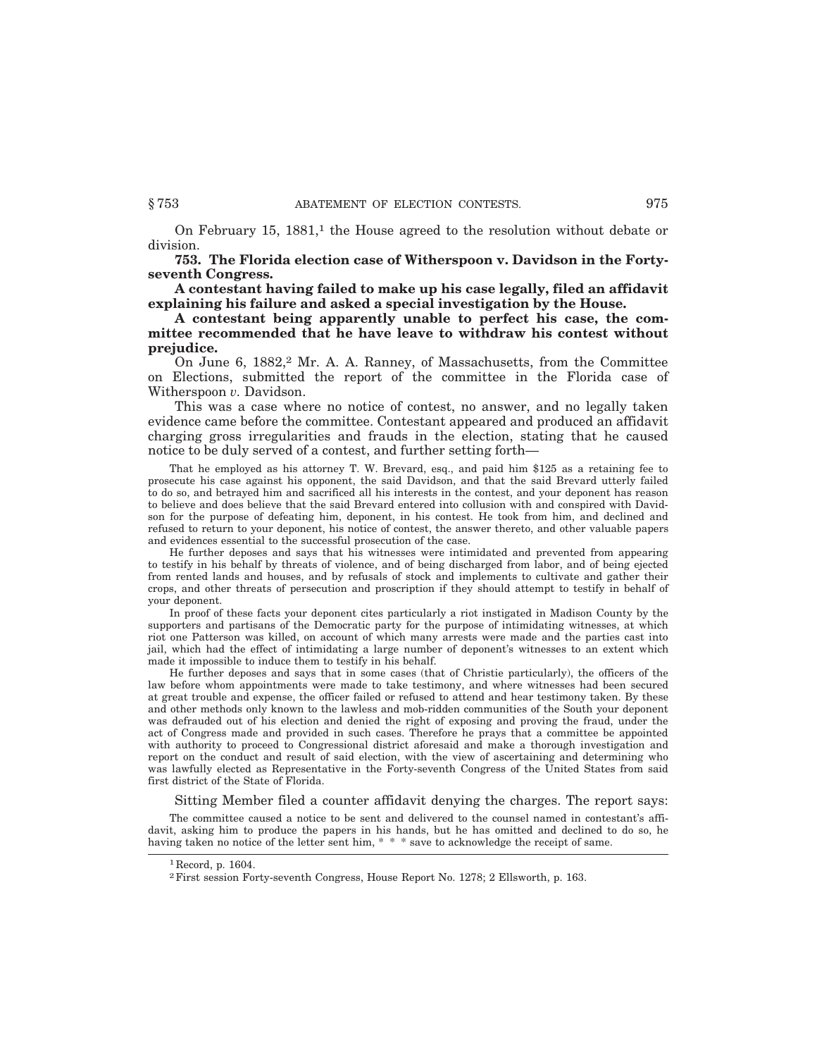On February 15, 1881,[1] the House agreed to the resolution without debate or division.

**753. The Florida election case of Witherspoon v. Davidson in the Forty-seventh Congress.**

**A contestant having failed to make up his case legally, filed an affidavit explaining his failure and asked a special investigation by the House.**

**A contestant being apparently unable to perfect his case, the committee recommended that he have leave to withdraw his contest without prejudice.**

On June 6, 1882,[2] Mr. A. A. Ranney, of Massachusetts, from the Committee on Elections, submitted the report of the committee in the Florida case of Witherspoon *v.* Davidson.

This was a case where no notice of contest, no answer, and no legally taken evidence came before the committee. Contestant appeared and produced an affidavit charging gross irregularities and frauds in the election, stating that he caused notice to be duly served of a contest, and further setting forth—

> That he employed as his attorney T. W. Brevard, esq., and paid him $125 as a retaining fee to prosecute his case against his opponent, the said Davidson, and that the said Brevard utterly failed to do so, and betrayed him and sacrificed all his interests in the contest, and your deponent has reason to believe and does believe that the said Brevard entered into collusion with and conspired with Davidson for the purpose of defeating him, deponent, in his contest. He took from him, and declined and refused to return to your deponent, his notice of contest, the answer thereto, and other valuable papers and evidences essential to the successful prosecution of the case.
>
> He further deposes and says that his witnesses were intimidated and prevented from appearing to testify in his behalf by threats of violence, and of being discharged from labor, and of being ejected from rented lands and houses, and by refusals of stock and implements to cultivate and gather their crops, and other threats of persecution and proscription if they should attempt to testify in behalf of your deponent.
>
> In proof of these facts your deponent cites particularly a riot instigated in Madison County by the supporters and partisans of the Democratic party for the purpose of intimidating witnesses, at which riot one Patterson was killed, on account of which many arrests were made and the parties cast into jail, which had the effect of intimidating a large number of deponent's witnesses to an extent which made it impossible to induce them to testify in his behalf.
>
> He further deposes and says that in some cases (that of Christie particularly), the officers of the law before whom appointments were made to take testimony, and where witnesses had been secured at great trouble and expense, the officer failed or refused to attend and hear testimony taken. By these and other methods only known to the lawless and mob-ridden communities of the South your deponent was defrauded out of his election and denied the right of exposing and proving the fraud, under the act of Congress made and provided in such cases. Therefore he prays that a committee be appointed with authority to proceed to Congressional district aforesaid and make a thorough investigation and report on the conduct and result of said election, with the view of ascertaining and determining who was lawfully elected as Representative in the Forty-seventh Congress of the United States from said first district of the State of Florida.

Sitting Member filed a counter affidavit denying the charges. The report says:

> The committee caused a notice to be sent and delivered to the counsel named in contestant's affidavit, asking him to produce the papers in his hands, but he has omitted and declined to do so, he having taken no notice of the letter sent him, * * * save to acknowledge the receipt of same.

---

[1] Record, p. 1604.

[2] First session Forty-seventh Congress, House Report No. 1278; 2 Ellsworth, p. 163.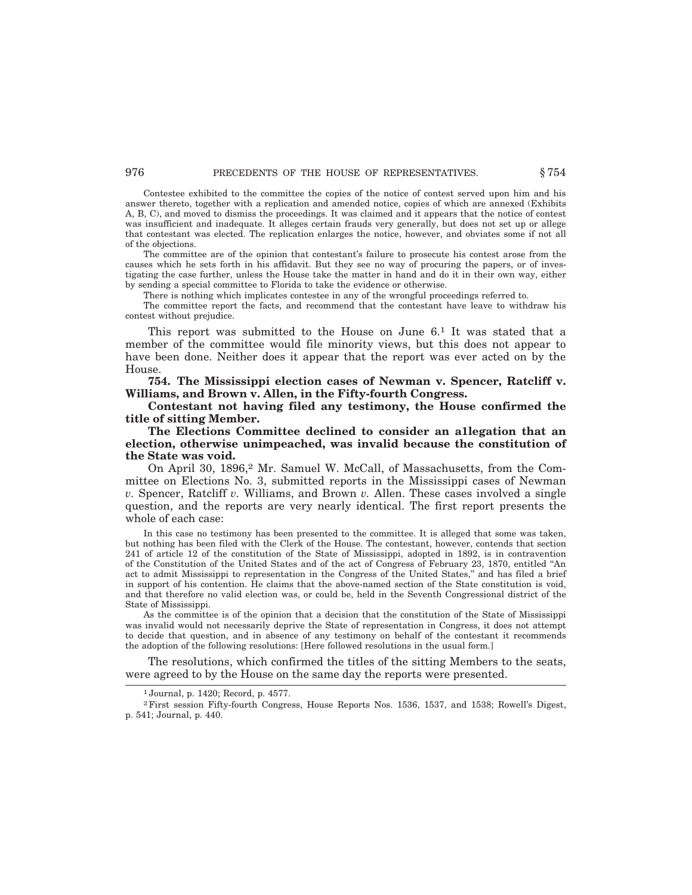Contestee exhibited to the committee the copies of the notice of contest served upon him and his answer thereto, together with a replication and amended notice, copies of which are annexed (Exhibits A, B, C), and moved to dismiss the proceedings. It was claimed and it appears that the notice of contest was insufficient and inadequate. It alleges certain frauds very generally, but does not set up or allege that contestant was elected. The replication enlarges the notice, however, and obviates some if not all of the objections.

The committee are of the opinion that contestant's failure to prosecute his contest arose from the causes which he sets forth in his affidavit. But they see no way of procuring the papers, or of investigating the case further, unless the House take the matter in hand and do it in their own way, either by sending a special committee to Florida to take the evidence or otherwise.

There is nothing which implicates contestee in any of the wrongful proceedings referred to.

The committee report the facts, and recommend that the contestant have leave to withdraw his contest without prejudice.

This report was submitted to the House on June 6.[1] It was stated that a member of the committee would file minority views, but this does not appear to have been done. Neither does it appear that the report was ever acted on by the House.

**754. The Mississippi election cases of Newman v. Spencer, Ratcliff v. Williams, and Brown v. Allen, in the Fifty-fourth Congress.**

**Contestant not having filed any testimony, the House confirmed the title of sitting Member.**

**The Elections Committee declined to consider an a1legation that an election, otherwise unimpeached, was invalid because the constitution of the State was void.**

On April 30, 1896,[2] Mr. Samuel W. McCall, of Massachusetts, from the Committee on Elections No. 3, submitted reports in the Mississippi cases of Newman *v.* Spencer, Ratcliff *v.* Williams, and Brown *v.* Allen. These cases involved a single question, and the reports are very nearly identical. The first report presents the whole of each case:

In this case no testimony has been presented to the committee. It is alleged that some was taken, but nothing has been filed with the Clerk of the House. The contestant, however, contends that section 241 of article 12 of the constitution of the State of Mississippi, adopted in 1892, is in contravention of the Constitution of the United States and of the act of Congress of February 23, 1870, entitled "An act to admit Mississippi to representation in the Congress of the United States," and has filed a brief in support of his contention. He claims that the above-named section of the State constitution is void, and that therefore no valid election was, or could be, held in the Seventh Congressional district of the State of Mississippi.

As the committee is of the opinion that a decision that the constitution of the State of Mississippi was invalid would not necessarily deprive the State of representation in Congress, it does not attempt to decide that question, and in absence of any testimony on behalf of the contestant it recommends the adoption of the following resolutions: [Here followed resolutions in the usual form.]

The resolutions, which confirmed the titles of the sitting Members to the seats, were agreed to by the House on the same day the reports were presented.

---

[1] Journal, p. 1420; Record, p. 4577.

[2] First session Fifty-fourth Congress, House Reports Nos. 1536, 1537, and 1538; Rowell's Digest, p. 541; Journal, p. 440.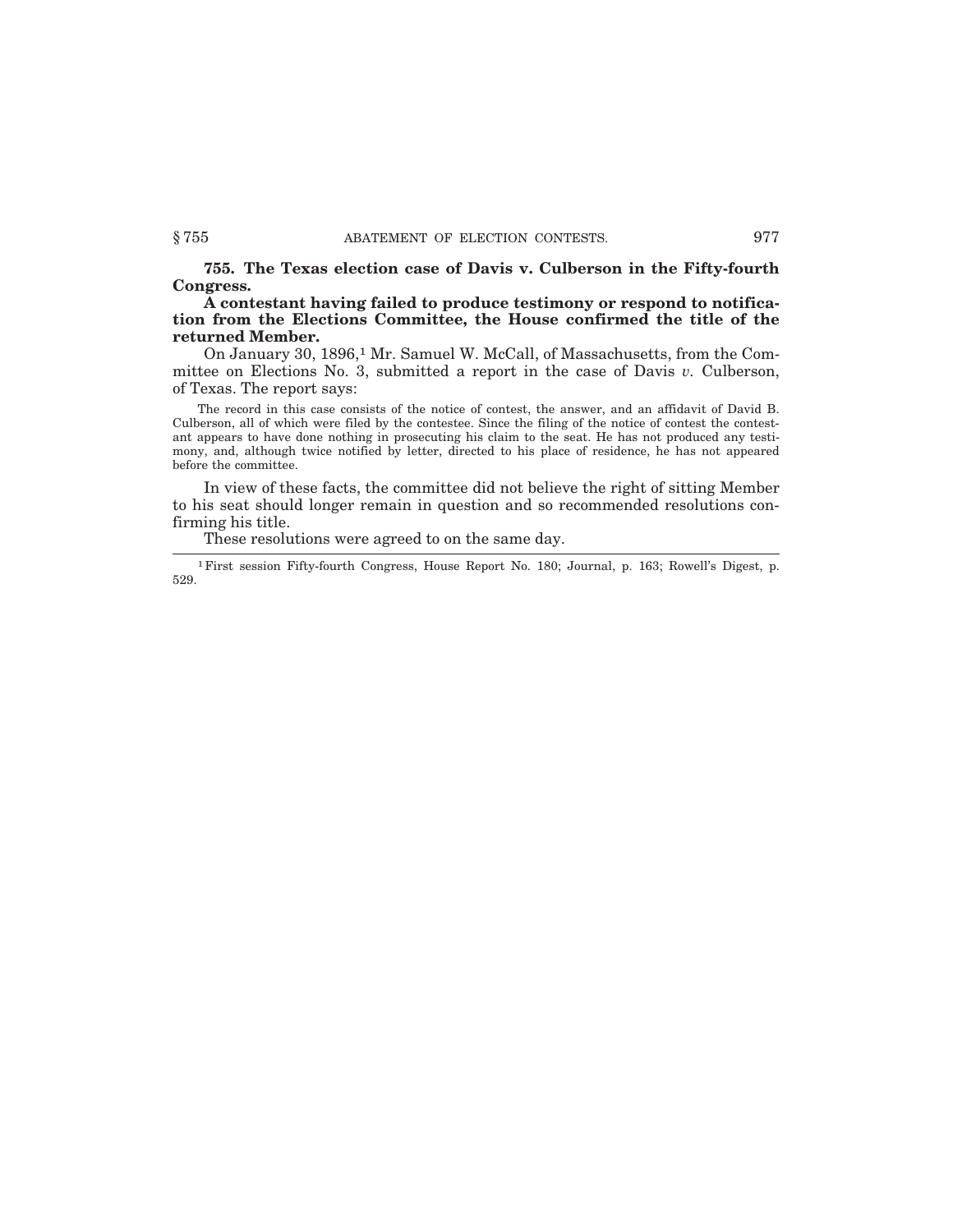**755. The Texas election case of Davis v. Culberson in the Fifty-fourth Congress.**

**A contestant having failed to produce testimony or respond to notification from the Elections Committee, the House confirmed the title of the returned Member.**

On January 30, 1896,[1] Mr. Samuel W. McCall, of Massachusetts, from the Committee on Elections No. 3, submitted a report in the case of Davis *v.* Culberson, of Texas. The report says:

> The record in this case consists of the notice of contest, the answer, and an affidavit of David B. Culberson, all of which were filed by the contestee. Since the filing of the notice of contest the contestant appears to have done nothing in prosecuting his claim to the seat. He has not produced any testimony, and, although twice notified by letter, directed to his place of residence, he has not appeared before the committee.

In view of these facts, the committee did not believe the right of sitting Member to his seat should longer remain in question and so recommended resolutions confirming his title.

These resolutions were agreed to on the same day.

---

[1] First session Fifty-fourth Congress, House Report No. 180; Journal, p. 163; Rowell's Digest, p. 529.